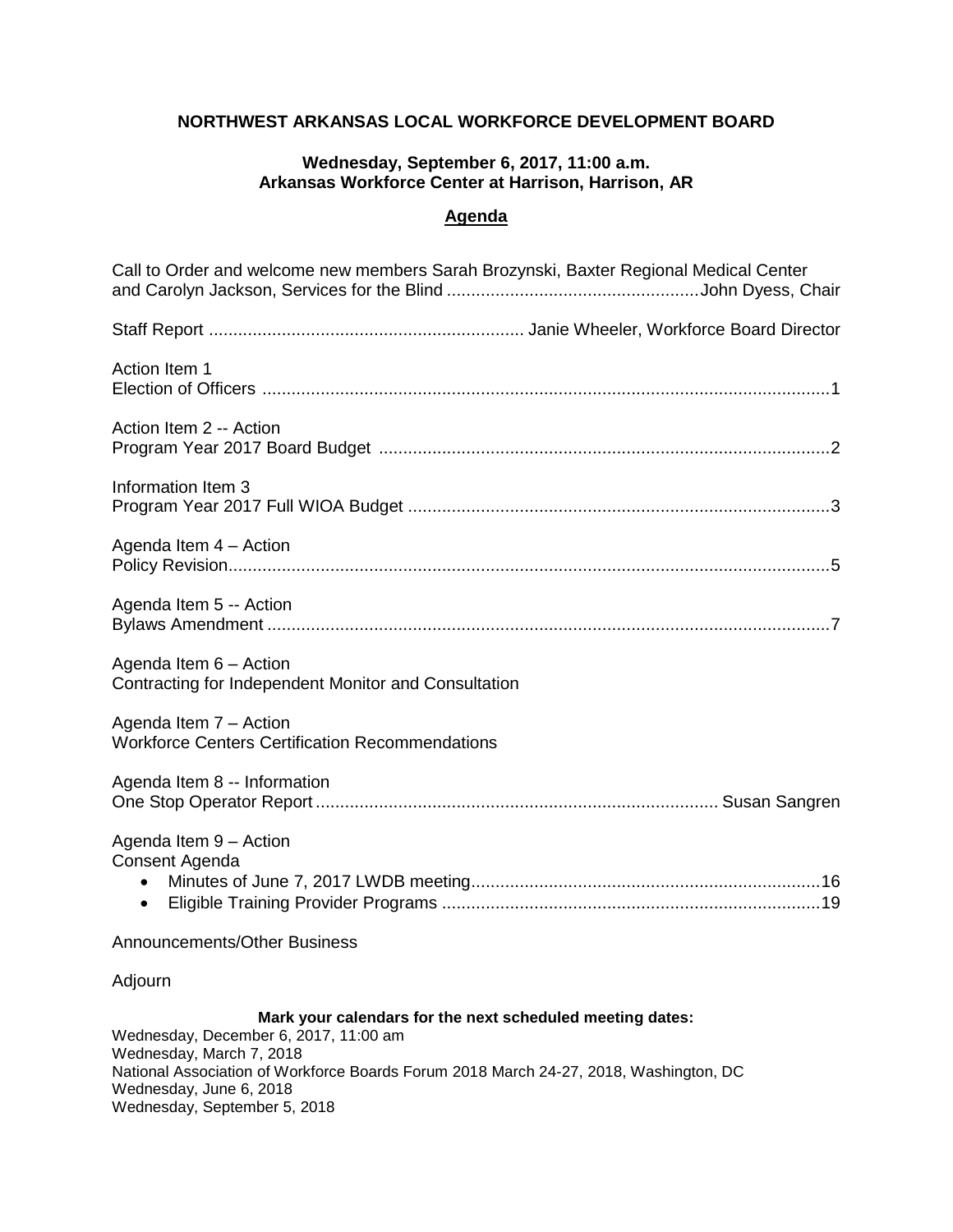# NORTHWEST ARKANSAS LOCAL WORKFORCE DEVELOPMENT BOARD

**Wednesday, September 6, 2017, 11:00 a.m.**
**Arkansas Workforce Center at Harrison, Harrison, AR**

## Agenda

Call to Order and welcome new members Sarah Brozynski, Baxter Regional Medical Center and Carolyn Jackson, Services for the Blind ....................................................John Dyess, Chair

Staff Report ................................................................ Janie Wheeler, Workforce Board Director

Action Item 1
Election of Officers ....................................................................................................................1

Action Item 2 -- Action
Program Year 2017 Board Budget ............................................................................................2

Information Item 3
Program Year 2017 Full WIOA Budget ......................................................................................3

Agenda Item 4 – Action
Policy Revision...........................................................................................................................5

Agenda Item 5 -- Action
Bylaws Amendment ....................................................................................................................7

Agenda Item 6 – Action
Contracting for Independent Monitor and Consultation

Agenda Item 7 – Action
Workforce Centers Certification Recommendations

Agenda Item 8 -- Information
One Stop Operator Report .................................................................................. Susan Sangren

Agenda Item 9 – Action
Consent Agenda

- Minutes of June 7, 2017 LWDB meeting........................................................................16
- Eligible Training Provider Programs ..............................................................................19

Announcements/Other Business

Adjourn

**Mark your calendars for the next scheduled meeting dates:**

Wednesday, December 6, 2017, 11:00 am
Wednesday, March 7, 2018
National Association of Workforce Boards Forum 2018 March 24-27, 2018, Washington, DC
Wednesday, June 6, 2018
Wednesday, September 5, 2018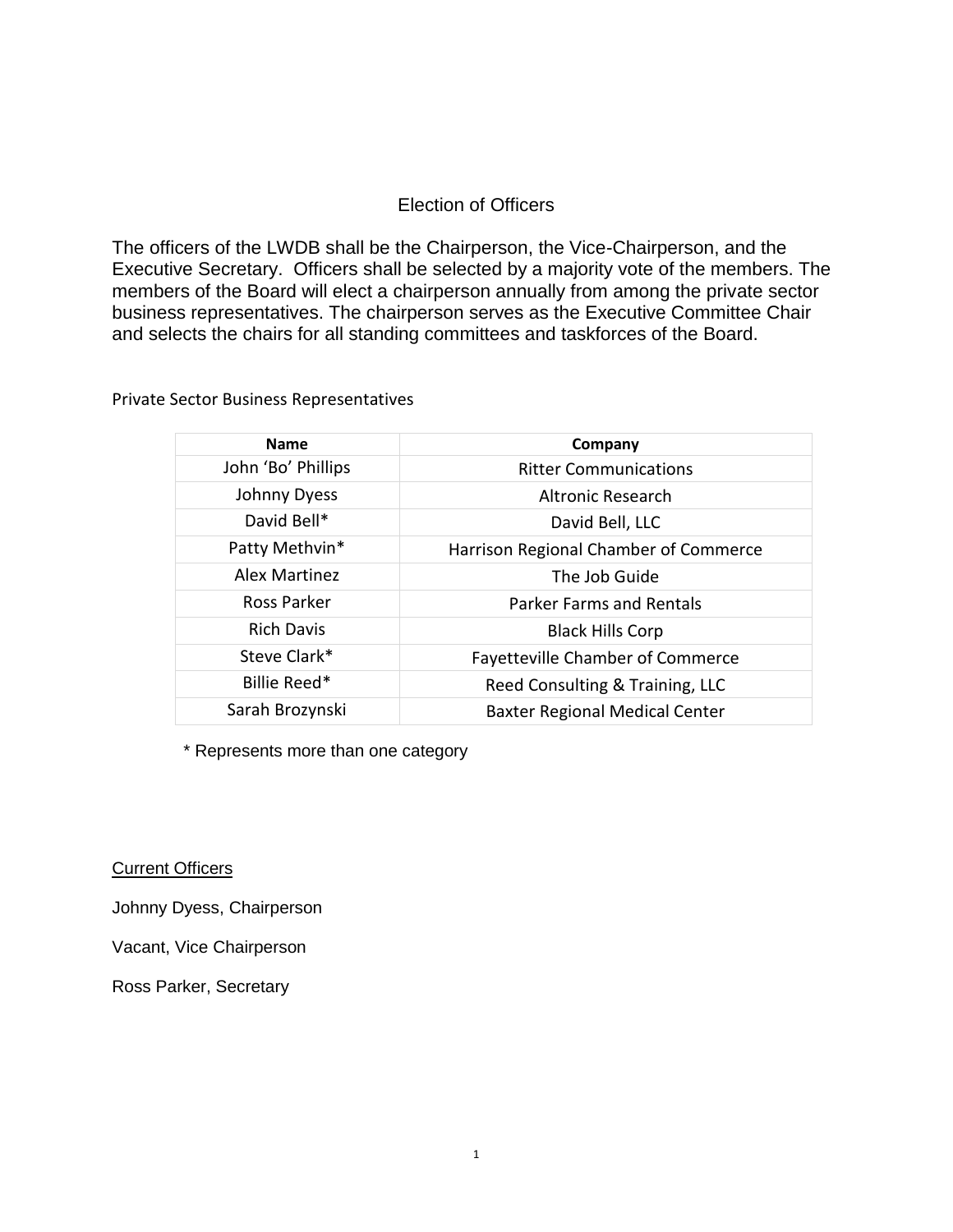# Election of Officers

The officers of the LWDB shall be the Chairperson, the Vice-Chairperson, and the Executive Secretary. Officers shall be selected by a majority vote of the members. The members of the Board will elect a chairperson annually from among the private sector business representatives. The chairperson serves as the Executive Committee Chair and selects the chairs for all standing committees and taskforces of the Board.

Private Sector Business Representatives

| Name | Company |
| --- | --- |
| John 'Bo' Phillips | Ritter Communications |
| Johnny Dyess | Altronic Research |
| David Bell* | David Bell, LLC |
| Patty Methvin* | Harrison Regional Chamber of Commerce |
| Alex Martinez | The Job Guide |
| Ross Parker | Parker Farms and Rentals |
| Rich Davis | Black Hills Corp |
| Steve Clark* | Fayetteville Chamber of Commerce |
| Billie Reed* | Reed Consulting & Training, LLC |
| Sarah Brozynski | Baxter Regional Medical Center |

* Represents more than one category

<u>Current Officers</u>

Johnny Dyess, Chairperson

Vacant, Vice Chairperson

Ross Parker, Secretary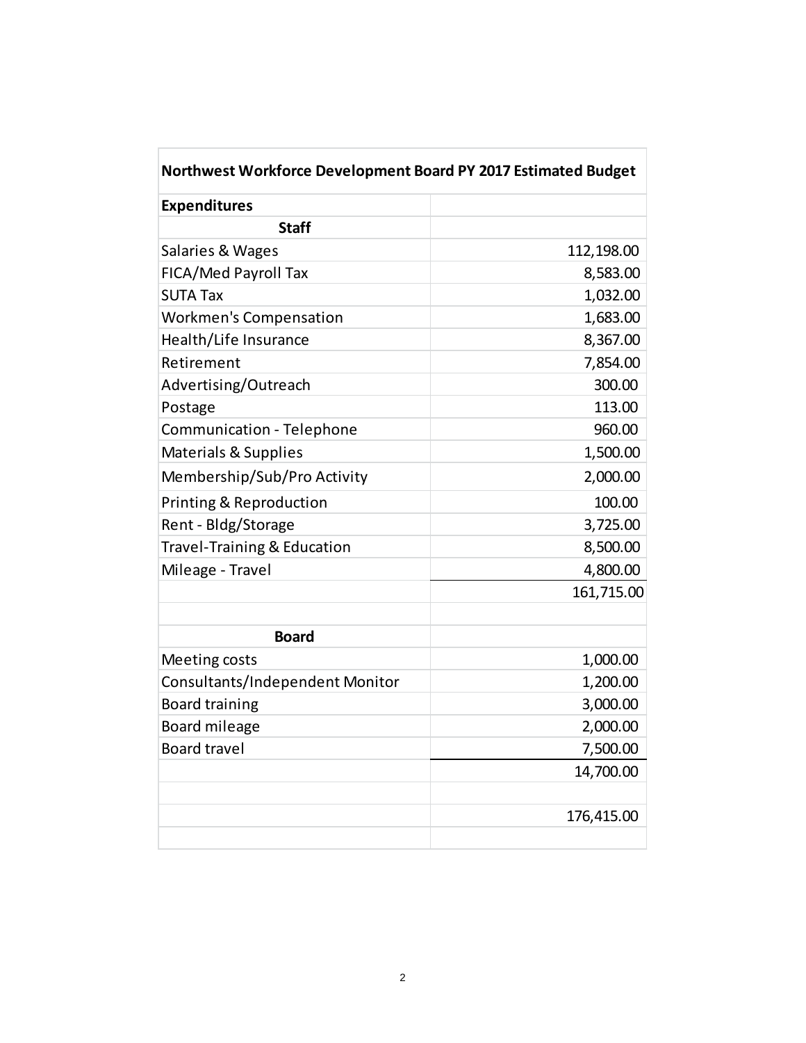| Northwest Workforce Development Board PY 2017 Estimated Budget | |
|---|---|
| **Expenditures** | |
| **Staff** | |
| Salaries & Wages | 112,198.00 |
| FICA/Med Payroll Tax | 8,583.00 |
| SUTA Tax | 1,032.00 |
| Workmen's Compensation | 1,683.00 |
| Health/Life Insurance | 8,367.00 |
| Retirement | 7,854.00 |
| Advertising/Outreach | 300.00 |
| Postage | 113.00 |
| Communication - Telephone | 960.00 |
| Materials & Supplies | 1,500.00 |
| Membership/Sub/Pro Activity | 2,000.00 |
| Printing & Reproduction | 100.00 |
| Rent - Bldg/Storage | 3,725.00 |
| Travel-Training & Education | 8,500.00 |
| Mileage - Travel | 4,800.00 |
| | 161,715.00 |
| | |
| **Board** | |
| Meeting costs | 1,000.00 |
| Consultants/Independent Monitor | 1,200.00 |
| Board training | 3,000.00 |
| Board mileage | 2,000.00 |
| Board travel | 7,500.00 |
| | 14,700.00 |
| | |
| | 176,415.00 |
| | |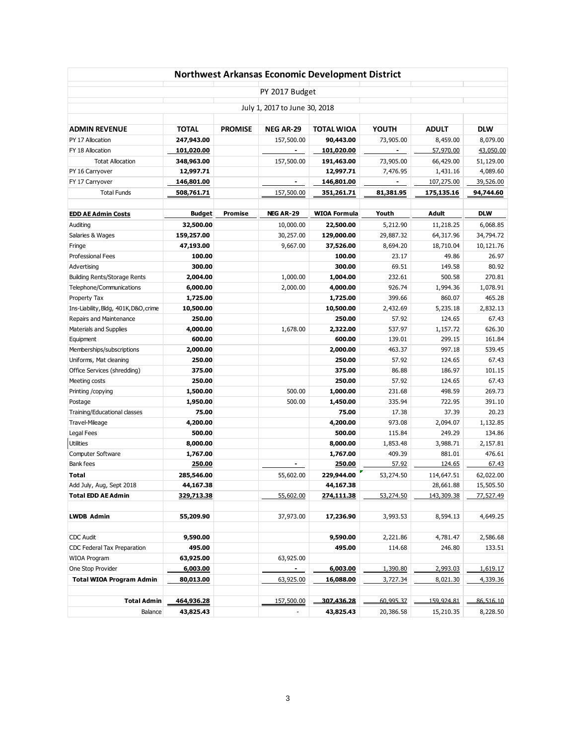# Northwest Arkansas Economic Development District

## PY 2017 Budget

### July 1, 2017 to June 30, 2018

| ADMIN REVENUE | TOTAL | PROMISE | NEG AR-29 | TOTAL WIOA | YOUTH | ADULT | DLW |
|---|---|---|---|---|---|---|---|
| PY 17 Allocation | **247,943.00** | | 157,500.00 | **90,443.00** | 73,905.00 | 8,459.00 | 8,079.00 |
| FY 18 Allocation | **101,020.00** | | - | **101,020.00** | - | 57,970.00 | 43,050.00 |
| Totat Allocation | **348,963.00** | | 157,500.00 | **191,463.00** | 73,905.00 | 66,429.00 | 51,129.00 |
| PY 16 Carryover | **12,997.71** | | | **12,997.71** | 7,476.95 | 1,431.16 | 4,089.60 |
| FY 17 Carryover | **146,801.00** | | - | **146,801.00** | - | 107,275.00 | 39,526.00 |
| Total Funds | **508,761.71** | | 157,500.00 | **351,261.71** | **81,381.95** | **175,135.16** | **94,744.60** |
| | | | | | | | |
| **EDD AE Admin Costs** | **Budget** | **Promise** | **NEG AR-29** | **WIOA Formula** | **Youth** | **Adult** | **DLW** |
| Auditing | **32,500.00** | | 10,000.00 | **22,500.00** | 5,212.90 | 11,218.25 | 6,068.85 |
| Salaries & Wages | **159,257.00** | | 30,257.00 | **129,000.00** | 29,887.32 | 64,317.96 | 34,794.72 |
| Fringe | **47,193.00** | | 9,667.00 | **37,526.00** | 8,694.20 | 18,710.04 | 10,121.76 |
| Professional Fees | **100.00** | | | **100.00** | 23.17 | 49.86 | 26.97 |
| Advertising | **300.00** | | | **300.00** | 69.51 | 149.58 | 80.92 |
| Building Rents/Storage Rents | **2,004.00** | | 1,000.00 | **1,004.00** | 232.61 | 500.58 | 270.81 |
| Telephone/Communications | **6,000.00** | | 2,000.00 | **4,000.00** | 926.74 | 1,994.36 | 1,078.91 |
| Property Tax | **1,725.00** | | | **1,725.00** | 399.66 | 860.07 | 465.28 |
| Ins-Liability, Bldg, 401K, D&O, crime | **10,500.00** | | | **10,500.00** | 2,432.69 | 5,235.18 | 2,832.13 |
| Repairs and Maintenance | **250.00** | | | **250.00** | 57.92 | 124.65 | 67.43 |
| Materials and Supplies | **4,000.00** | | 1,678.00 | **2,322.00** | 537.97 | 1,157.72 | 626.30 |
| Equipment | **600.00** | | | **600.00** | 139.01 | 299.15 | 161.84 |
| Memberships/subscriptions | **2,000.00** | | | **2,000.00** | 463.37 | 997.18 | 539.45 |
| Uniforms, Mat cleaning | **250.00** | | | **250.00** | 57.92 | 124.65 | 67.43 |
| Office Services (shredding) | **375.00** | | | **375.00** | 86.88 | 186.97 | 101.15 |
| Meeting costs | **250.00** | | | **250.00** | 57.92 | 124.65 | 67.43 |
| Printing /copying | **1,500.00** | | 500.00 | **1,000.00** | 231.68 | 498.59 | 269.73 |
| Postage | **1,950.00** | | 500.00 | **1,450.00** | 335.94 | 722.95 | 391.10 |
| Training/Educational classes | **75.00** | | | **75.00** | 17.38 | 37.39 | 20.23 |
| Travel-Mileage | **4,200.00** | | | **4,200.00** | 973.08 | 2,094.07 | 1,132.85 |
| Legal Fees | **500.00** | | | **500.00** | 115.84 | 249.29 | 134.86 |
| Utilities | **8,000.00** | | | **8,000.00** | 1,853.48 | 3,988.71 | 2,157.81 |
| Computer Software | **1,767.00** | | | **1,767.00** | 409.39 | 881.01 | 476.61 |
| Bank fees | **250.00** | | - | **250.00** | 57.92 | 124.65 | 67.43 |
| **Total** | **285,546.00** | | 55,602.00 | **229,944.00** | 53,274.50 | 114,647.51 | 62,022.00 |
| Add July, Aug, Sept 2018 | **44,167.38** | | | **44,167.38** | | 28,661.88 | 15,505.50 |
| **Total EDD AE Admin** | **329,713.38** | | 55,602.00 | **274,111.38** | 53,274.50 | 143,309.38 | 77,527.49 |
| | | | | | | | |
| **LWDB Admin** | **55,209.90** | | 37,973.00 | **17,236.90** | 3,993.53 | 8,594.13 | 4,649.25 |
| | | | | | | | |
| CDC Audit | **9,590.00** | | | **9,590.00** | 2,221.86 | 4,781.47 | 2,586.68 |
| CDC Federal Tax Preparation | **495.00** | | | **495.00** | 114.68 | 246.80 | 133.51 |
| WIOA Program | **63,925.00** | | 63,925.00 | | | | |
| One Stop Provider | **6,003.00** | | - | **6,003.00** | 1,390.80 | 2,993.03 | 1,619.17 |
| **Total WIOA Program Admin** | **80,013.00** | | 63,925.00 | **16,088.00** | 3,727.34 | 8,021.30 | 4,339.36 |
| | | | | | | | |
| **Total Admin** | **464,936.28** | | 157,500.00 | **307,436.28** | 60,995.37 | 159,924.81 | 86,516.10 |
| Balance | **43,825.43** | | - | **43,825.43** | 20,386.58 | 15,210.35 | 8,228.50 |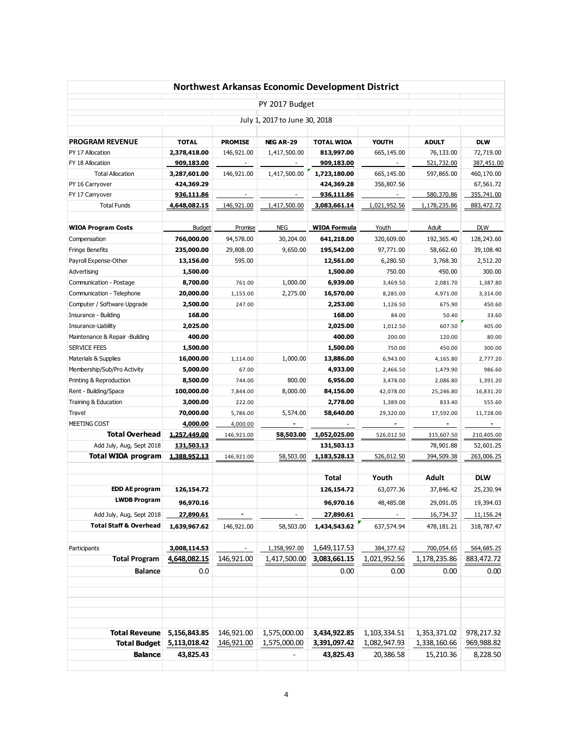# Northwest Arkansas Economic Development District

PY 2017 Budget

July 1, 2017 to June 30, 2018

| PROGRAM REVENUE | TOTAL | PROMISE | NEG AR-29 | TOTAL WIOA | YOUTH | ADULT | DLW |
|---|---|---|---|---|---|---|---|
| PY 17 Allocation | 2,378,418.00 | 146,921.00 | 1,417,500.00 | 813,997.00 | 665,145.00 | 76,133.00 | 72,719.00 |
| FY 18 Allocation | 909,183.00 | - | - | 909,183.00 | - | 521,732.00 | 387,451.00 |
| Total Allocation | 3,287,601.00 | 146,921.00 | 1,417,500.00 | 1,723,180.00 | 665,145.00 | 597,865.00 | 460,170.00 |
| PY 16 Carryover | 424,369.29 | | | 424,369.28 | 356,807.56 | | 67,561.72 |
| FY 17 Carryover | 936,111.86 | - | - | 936,111.86 | - | 580,370.86 | 355,741.00 |
| Total Funds | 4,648,082.15 | 146,921.00 | 1,417,500.00 | 3,083,661.14 | 1,021,952.56 | 1,178,235.86 | 883,472.72 |
| | | | | | | | |
| **WIOA Program Costs** | Budget | Promise | NEG | **WIOA Formula** | Youth | Adult | DLW |
| Compensation | 766,000.00 | 94,578.00 | 30,204.00 | 641,218.00 | 320,609.00 | 192,365.40 | 128,243.60 |
| Fringe Benefits | 235,000.00 | 29,808.00 | 9,650.00 | 195,542.00 | 97,771.00 | 58,662.60 | 39,108.40 |
| Payroll Expense-Other | 13,156.00 | 595.00 | | 12,561.00 | 6,280.50 | 3,768.30 | 2,512.20 |
| Advertising | 1,500.00 | | | 1,500.00 | 750.00 | 450.00 | 300.00 |
| Communication - Postage | 8,700.00 | 761.00 | 1,000.00 | 6,939.00 | 3,469.50 | 2,081.70 | 1,387.80 |
| Communication - Telephone | 20,000.00 | 1,155.00 | 2,275.00 | 16,570.00 | 8,285.00 | 4,971.00 | 3,314.00 |
| Computer / Software Upgrade | 2,500.00 | 247.00 | | 2,253.00 | 1,126.50 | 675.90 | 450.60 |
| Insurance - Building | 168.00 | | | 168.00 | 84.00 | 50.40 | 33.60 |
| Insurance-Liability | 2,025.00 | | | 2,025.00 | 1,012.50 | 607.50 | 405.00 |
| Maintenance & Repair -Building | 400.00 | | | 400.00 | 200.00 | 120.00 | 80.00 |
| SERVICE FEES | 1,500.00 | | | 1,500.00 | 750.00 | 450.00 | 300.00 |
| Materials & Supplies | 16,000.00 | 1,114.00 | 1,000.00 | 13,886.00 | 6,943.00 | 4,165.80 | 2,777.20 |
| Membership/Sub/Pro Activity | 5,000.00 | 67.00 | | 4,933.00 | 2,466.50 | 1,479.90 | 986.60 |
| Printing & Reproduction | 8,500.00 | 744.00 | 800.00 | 6,956.00 | 3,478.00 | 2,086.80 | 1,391.20 |
| Rent - Building/Space | 100,000.00 | 7,844.00 | 8,000.00 | 84,156.00 | 42,078.00 | 25,246.80 | 16,831.20 |
| Training & Education | 3,000.00 | 222.00 | | 2,778.00 | 1,389.00 | 833.40 | 555.60 |
| Travel | 70,000.00 | 5,786.00 | 5,574.00 | 58,640.00 | 29,320.00 | 17,592.00 | 11,728.00 |
| MEETING COST | 4,000.00 | 4,000.00 | - | - | - | - | - |
| **Total Overhead** | 1,257,449.00 | 146,921.00 | 58,503.00 | 1,052,025.00 | 526,012.50 | 315,607.50 | 210,405.00 |
| Add July, Aug, Sept 2018 | 131,503.13 | | | 131,503.13 | | 78,901.88 | 52,601.25 |
| **Total WIOA program** | 1,388,952.13 | 146,921.00 | 58,503.00 | 1,183,528.13 | 526,012.50 | 394,509.38 | 263,006.25 |
| | | | | | | | |
| | | | | **Total** | **Youth** | **Adult** | **DLW** |
| **EDD AE program** | 126,154.72 | | | 126,154.72 | 63,077.36 | 37,846.42 | 25,230.94 |
| **LWDB Program** | 96,970.16 | | | 96,970.16 | 48,485.08 | 29,091.05 | 19,394.03 |
| Add July, Aug, Sept 2018 | 27,890.61 | - | - | 27,890.61 | - | 16,734.37 | 11,156.24 |
| **Total Staff & Overhead** | 1,639,967.62 | 146,921.00 | 58,503.00 | 1,434,543.62 | 637,574.94 | 478,181.21 | 318,787.47 |
| | | | | | | | |
| Participants | 3,008,114.53 | - | 1,358,997.00 | 1,649,117.53 | 384,377.62 | 700,054.65 | 564,685.25 |
| **Total Program** | 4,648,082.15 | 146,921.00 | 1,417,500.00 | 3,083,661.15 | 1,021,952.56 | 1,178,235.86 | 883,472.72 |
| **Balance** | 0.0 | | | 0.00 | 0.00 | 0.00 | 0.00 |
| | | | | | | | |
| **Total Reveune** | 5,156,843.85 | 146,921.00 | 1,575,000.00 | 3,434,922.85 | 1,103,334.51 | 1,353,371.02 | 978,217.32 |
| **Total Budget** | 5,113,018.42 | 146,921.00 | 1,575,000.00 | 3,391,097.42 | 1,082,947.93 | 1,338,160.66 | 969,988.82 |
| **Balance** | 43,825.43 | | - | 43,825.43 | 20,386.58 | 15,210.36 | 8,228.50 |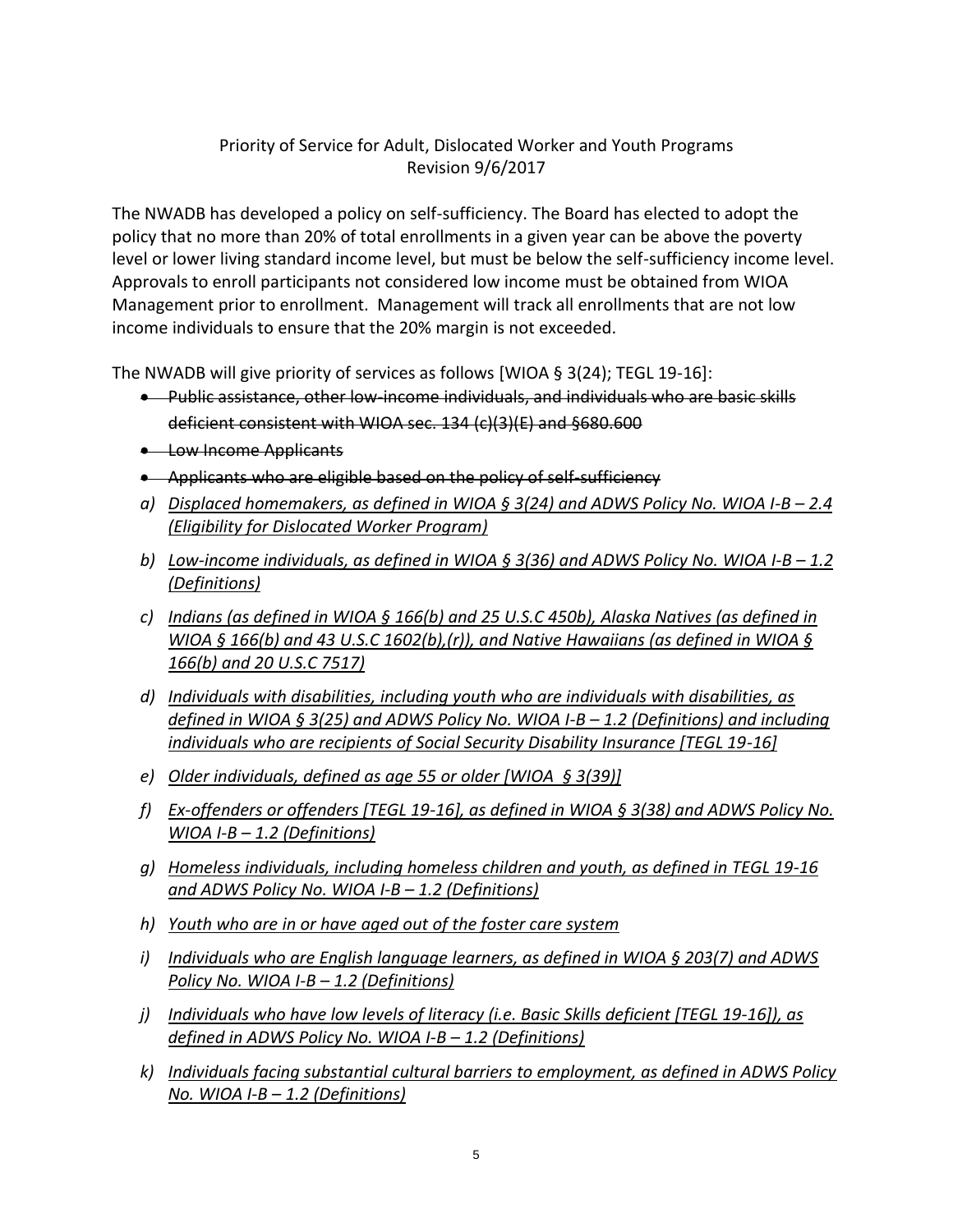Priority of Service for Adult, Dislocated Worker and Youth Programs
Revision 9/6/2017

The NWADB has developed a policy on self-sufficiency. The Board has elected to adopt the policy that no more than 20% of total enrollments in a given year can be above the poverty level or lower living standard income level, but must be below the self-sufficiency income level. Approvals to enroll participants not considered low income must be obtained from WIOA Management prior to enrollment. Management will track all enrollments that are not low income individuals to ensure that the 20% margin is not exceeded.

The NWADB will give priority of services as follows [WIOA § 3(24); TEGL 19-16]:

- ~~Public assistance, other low-income individuals, and individuals who are basic skills deficient consistent with WIOA sec. 134 (c)(3)(E) and §680.600~~
- ~~Low Income Applicants~~
- ~~Applicants who are eligible based on the policy of self-sufficiency~~

a) <u>*Displaced homemakers, as defined in WIOA § 3(24) and ADWS Policy No. WIOA I-B – 2.4 (Eligibility for Dislocated Worker Program)*</u>

b) <u>*Low-income individuals, as defined in WIOA § 3(36) and ADWS Policy No. WIOA I-B – 1.2 (Definitions)*</u>

c) <u>*Indians (as defined in WIOA § 166(b) and 25 U.S.C 450b), Alaska Natives (as defined in WIOA § 166(b) and 43 U.S.C 1602(b),(r)), and Native Hawaiians (as defined in WIOA § 166(b) and 20 U.S.C 7517)*</u>

d) <u>*Individuals with disabilities, including youth who are individuals with disabilities, as defined in WIOA § 3(25) and ADWS Policy No. WIOA I-B – 1.2 (Definitions) and including individuals who are recipients of Social Security Disability Insurance [TEGL 19-16]*</u>

e) <u>*Older individuals, defined as age 55 or older [WIOA § 3(39)]*</u>

f) <u>*Ex-offenders or offenders [TEGL 19-16], as defined in WIOA § 3(38) and ADWS Policy No. WIOA I-B – 1.2 (Definitions)*</u>

g) <u>*Homeless individuals, including homeless children and youth, as defined in TEGL 19-16 and ADWS Policy No. WIOA I-B – 1.2 (Definitions)*</u>

h) <u>*Youth who are in or have aged out of the foster care system*</u>

i) <u>*Individuals who are English language learners, as defined in WIOA § 203(7) and ADWS Policy No. WIOA I-B – 1.2 (Definitions)*</u>

j) <u>*Individuals who have low levels of literacy (i.e. Basic Skills deficient [TEGL 19-16]), as defined in ADWS Policy No. WIOA I-B – 1.2 (Definitions)*</u>

k) <u>*Individuals facing substantial cultural barriers to employment, as defined in ADWS Policy No. WIOA I-B – 1.2 (Definitions)*</u>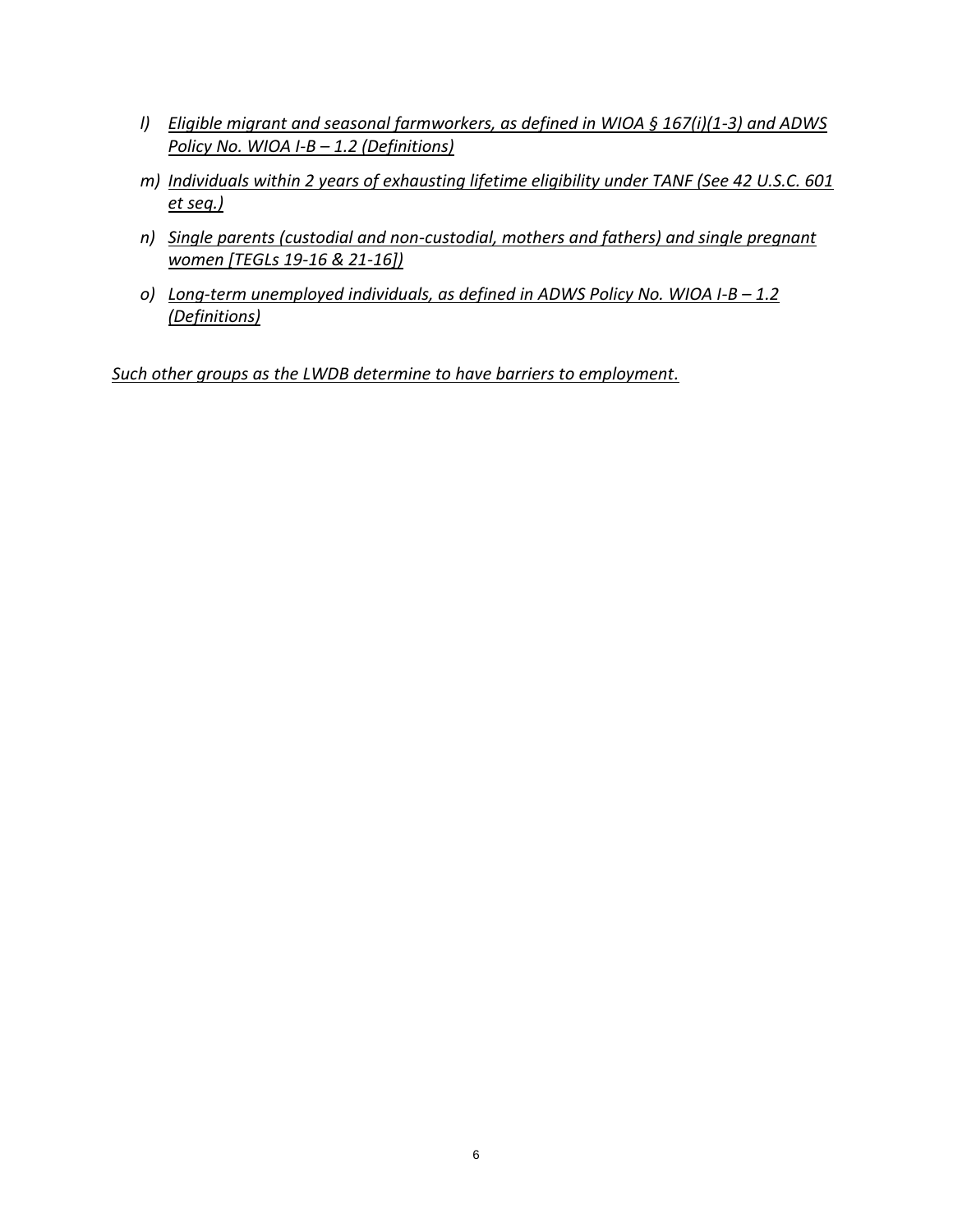l) *Eligible migrant and seasonal farmworkers, as defined in WIOA § 167(i)(1-3) and ADWS Policy No. WIOA I-B – 1.2 (Definitions)*

m) *Individuals within 2 years of exhausting lifetime eligibility under TANF (See 42 U.S.C. 601 et seq.)*

n) *Single parents (custodial and non-custodial, mothers and fathers) and single pregnant women [TEGLs 19-16 & 21-16])*

o) *Long-term unemployed individuals, as defined in ADWS Policy No. WIOA I-B – 1.2 (Definitions)*

*Such other groups as the LWDB determine to have barriers to employment.*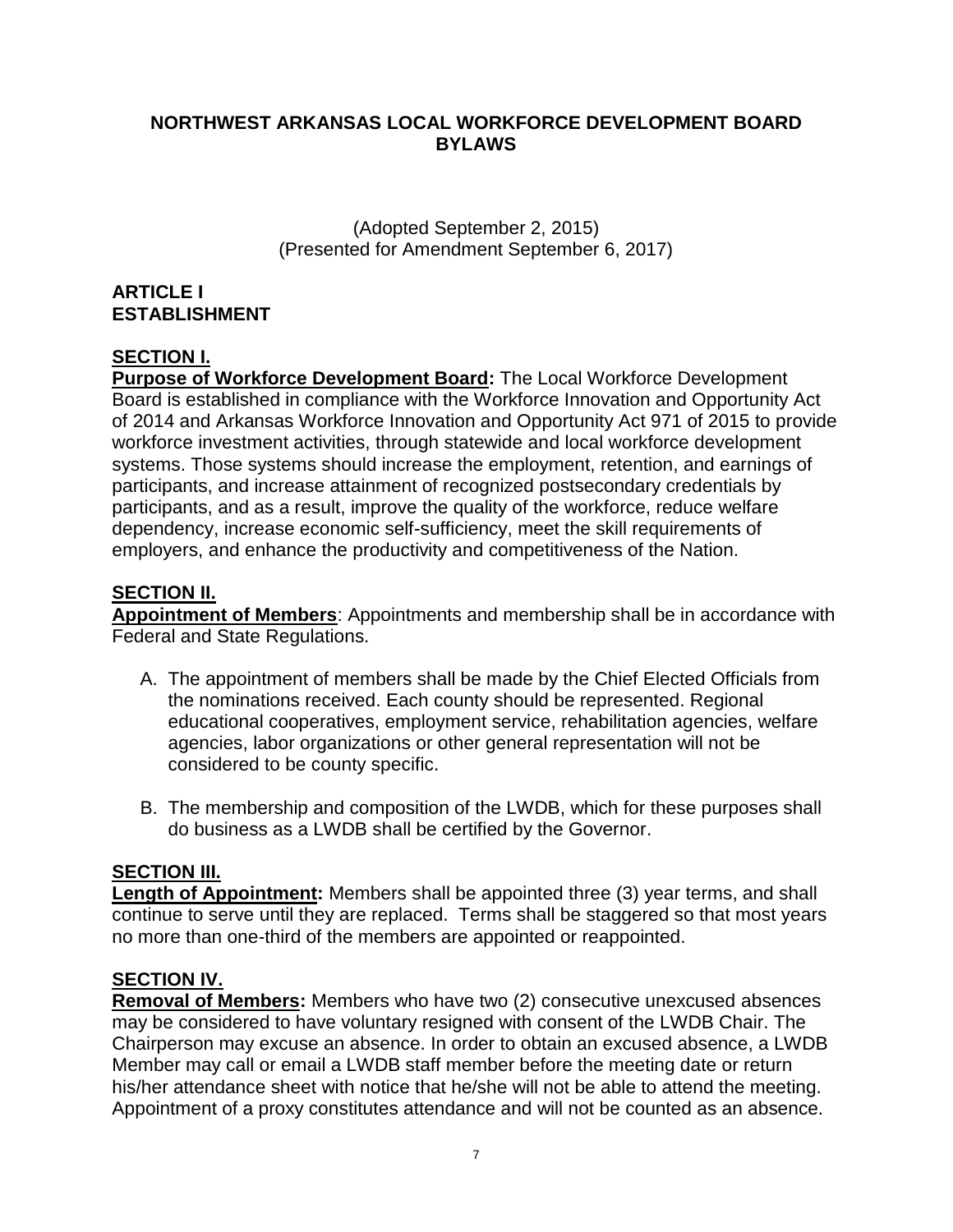# NORTHWEST ARKANSAS LOCAL WORKFORCE DEVELOPMENT BOARD BYLAWS

(Adopted September 2, 2015)
(Presented for Amendment September 6, 2017)

## ARTICLE I
## ESTABLISHMENT

### SECTION I.

**Purpose of Workforce Development Board:** The Local Workforce Development Board is established in compliance with the Workforce Innovation and Opportunity Act of 2014 and Arkansas Workforce Innovation and Opportunity Act 971 of 2015 to provide workforce investment activities, through statewide and local workforce development systems. Those systems should increase the employment, retention, and earnings of participants, and increase attainment of recognized postsecondary credentials by participants, and as a result, improve the quality of the workforce, reduce welfare dependency, increase economic self-sufficiency, meet the skill requirements of employers, and enhance the productivity and competitiveness of the Nation.

### SECTION II.

**Appointment of Members**: Appointments and membership shall be in accordance with Federal and State Regulations.

A. The appointment of members shall be made by the Chief Elected Officials from the nominations received. Each county should be represented. Regional educational cooperatives, employment service, rehabilitation agencies, welfare agencies, labor organizations or other general representation will not be considered to be county specific.

B. The membership and composition of the LWDB, which for these purposes shall do business as a LWDB shall be certified by the Governor.

### SECTION III.

**Length of Appointment:** Members shall be appointed three (3) year terms, and shall continue to serve until they are replaced. Terms shall be staggered so that most years no more than one-third of the members are appointed or reappointed.

### SECTION IV.

**Removal of Members:** Members who have two (2) consecutive unexcused absences may be considered to have voluntary resigned with consent of the LWDB Chair. The Chairperson may excuse an absence. In order to obtain an excused absence, a LWDB Member may call or email a LWDB staff member before the meeting date or return his/her attendance sheet with notice that he/she will not be able to attend the meeting. Appointment of a proxy constitutes attendance and will not be counted as an absence.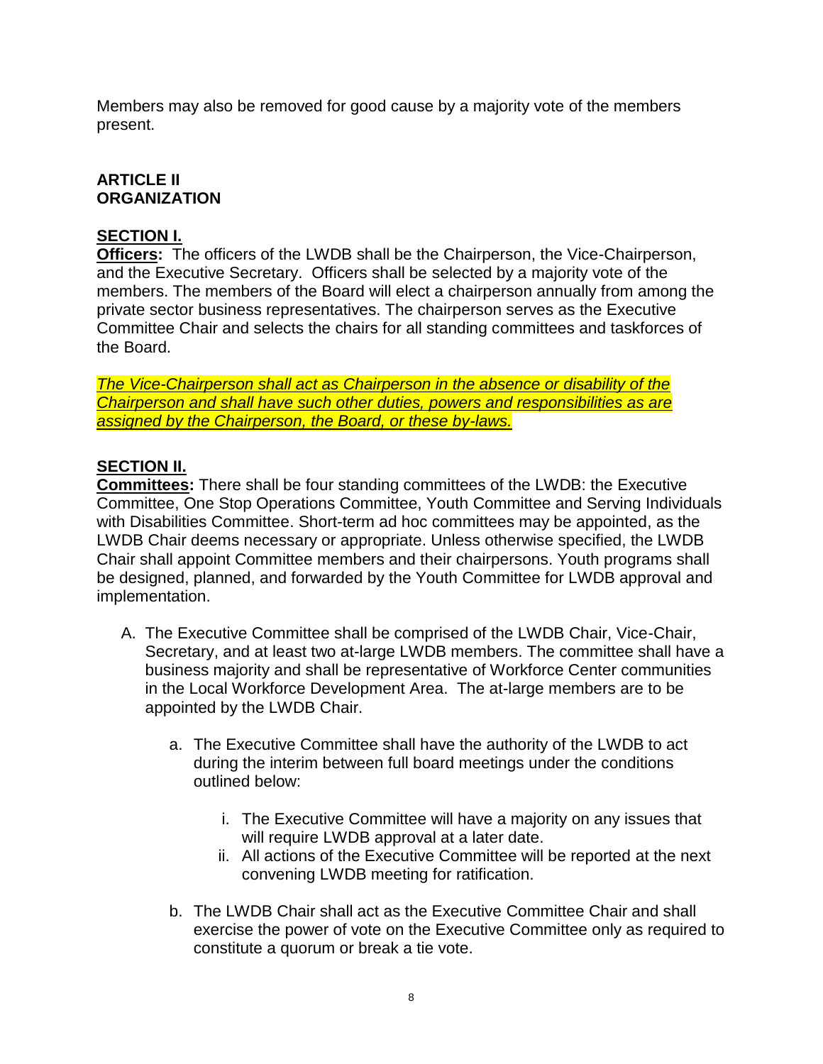Members may also be removed for good cause by a majority vote of the members present.

## ARTICLE II
## ORGANIZATION

### SECTION I.

**Officers:** The officers of the LWDB shall be the Chairperson, the Vice-Chairperson, and the Executive Secretary. Officers shall be selected by a majority vote of the members. The members of the Board will elect a chairperson annually from among the private sector business representatives. The chairperson serves as the Executive Committee Chair and selects the chairs for all standing committees and taskforces of the Board.

*The Vice-Chairperson shall act as Chairperson in the absence or disability of the Chairperson and shall have such other duties, powers and responsibilities as are assigned by the Chairperson, the Board, or these by-laws.*

### SECTION II.

**Committees:** There shall be four standing committees of the LWDB: the Executive Committee, One Stop Operations Committee, Youth Committee and Serving Individuals with Disabilities Committee. Short-term ad hoc committees may be appointed, as the LWDB Chair deems necessary or appropriate. Unless otherwise specified, the LWDB Chair shall appoint Committee members and their chairpersons. Youth programs shall be designed, planned, and forwarded by the Youth Committee for LWDB approval and implementation.

A. The Executive Committee shall be comprised of the LWDB Chair, Vice-Chair, Secretary, and at least two at-large LWDB members. The committee shall have a business majority and shall be representative of Workforce Center communities in the Local Workforce Development Area. The at-large members are to be appointed by the LWDB Chair.

   a. The Executive Committee shall have the authority of the LWDB to act during the interim between full board meetings under the conditions outlined below:

      i. The Executive Committee will have a majority on any issues that will require LWDB approval at a later date.
      ii. All actions of the Executive Committee will be reported at the next convening LWDB meeting for ratification.

   b. The LWDB Chair shall act as the Executive Committee Chair and shall exercise the power of vote on the Executive Committee only as required to constitute a quorum or break a tie vote.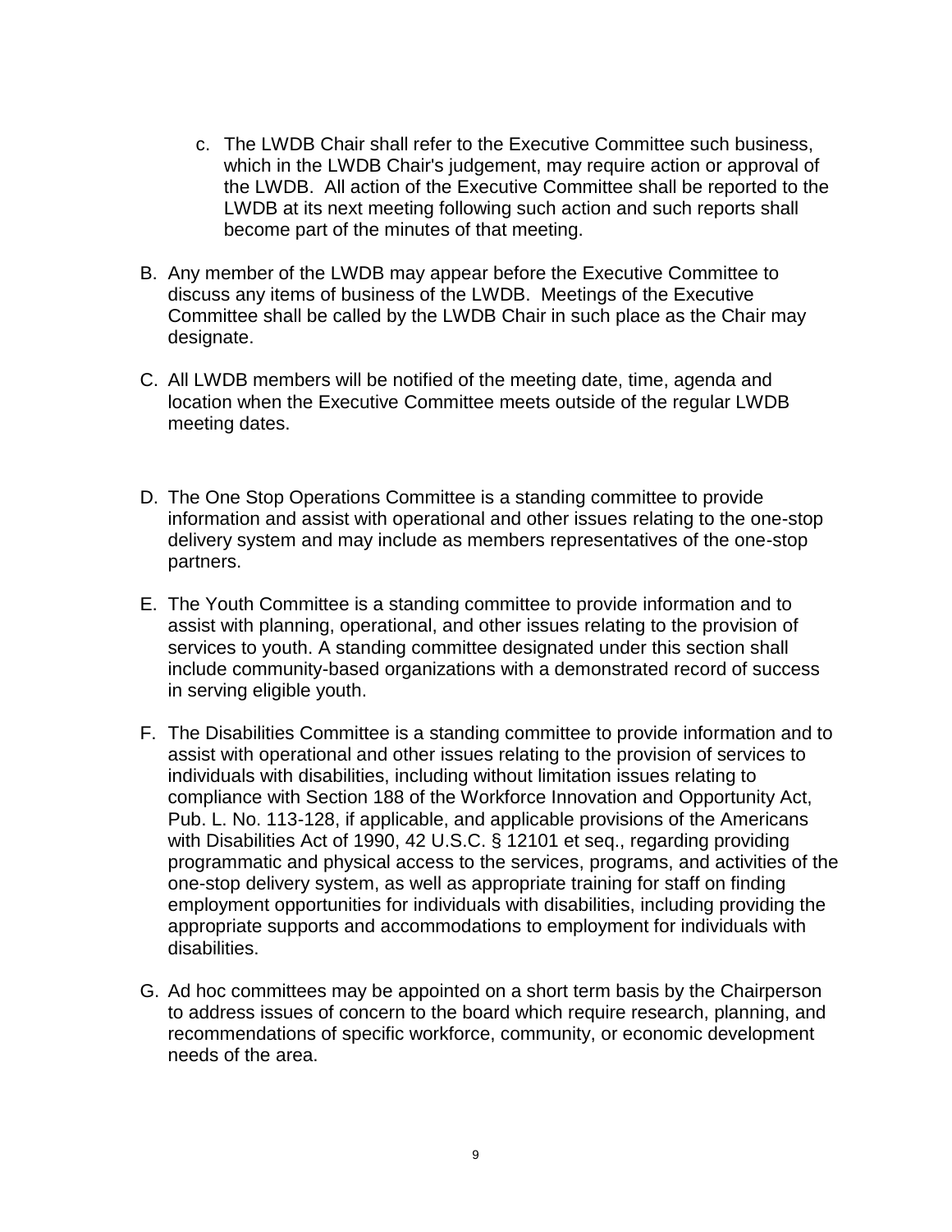c. The LWDB Chair shall refer to the Executive Committee such business, which in the LWDB Chair's judgement, may require action or approval of the LWDB. All action of the Executive Committee shall be reported to the LWDB at its next meeting following such action and such reports shall become part of the minutes of that meeting.

B. Any member of the LWDB may appear before the Executive Committee to discuss any items of business of the LWDB. Meetings of the Executive Committee shall be called by the LWDB Chair in such place as the Chair may designate.

C. All LWDB members will be notified of the meeting date, time, agenda and location when the Executive Committee meets outside of the regular LWDB meeting dates.

D. The One Stop Operations Committee is a standing committee to provide information and assist with operational and other issues relating to the one-stop delivery system and may include as members representatives of the one-stop partners.

E. The Youth Committee is a standing committee to provide information and to assist with planning, operational, and other issues relating to the provision of services to youth. A standing committee designated under this section shall include community-based organizations with a demonstrated record of success in serving eligible youth.

F. The Disabilities Committee is a standing committee to provide information and to assist with operational and other issues relating to the provision of services to individuals with disabilities, including without limitation issues relating to compliance with Section 188 of the Workforce Innovation and Opportunity Act, Pub. L. No. 113-128, if applicable, and applicable provisions of the Americans with Disabilities Act of 1990, 42 U.S.C. § 12101 et seq., regarding providing programmatic and physical access to the services, programs, and activities of the one-stop delivery system, as well as appropriate training for staff on finding employment opportunities for individuals with disabilities, including providing the appropriate supports and accommodations to employment for individuals with disabilities.

G. Ad hoc committees may be appointed on a short term basis by the Chairperson to address issues of concern to the board which require research, planning, and recommendations of specific workforce, community, or economic development needs of the area.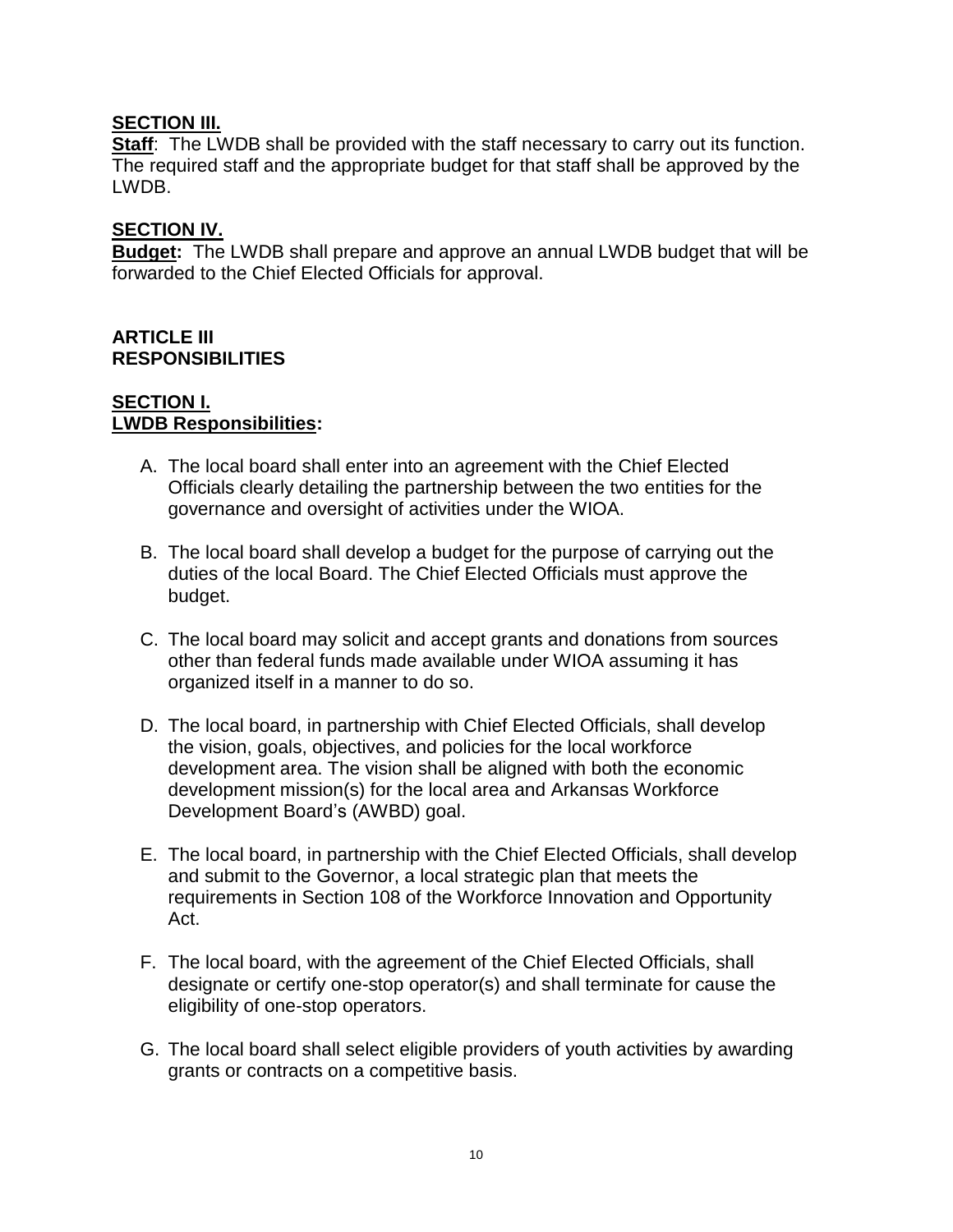**SECTION III.**

**Staff**: The LWDB shall be provided with the staff necessary to carry out its function. The required staff and the appropriate budget for that staff shall be approved by the LWDB.

**SECTION IV.**

**Budget:** The LWDB shall prepare and approve an annual LWDB budget that will be forwarded to the Chief Elected Officials for approval.

## ARTICLE III
## RESPONSIBILITIES

**SECTION I.**
**LWDB Responsibilities:**

A. The local board shall enter into an agreement with the Chief Elected Officials clearly detailing the partnership between the two entities for the governance and oversight of activities under the WIOA.

B. The local board shall develop a budget for the purpose of carrying out the duties of the local Board. The Chief Elected Officials must approve the budget.

C. The local board may solicit and accept grants and donations from sources other than federal funds made available under WIOA assuming it has organized itself in a manner to do so.

D. The local board, in partnership with Chief Elected Officials, shall develop the vision, goals, objectives, and policies for the local workforce development area. The vision shall be aligned with both the economic development mission(s) for the local area and Arkansas Workforce Development Board's (AWBD) goal.

E. The local board, in partnership with the Chief Elected Officials, shall develop and submit to the Governor, a local strategic plan that meets the requirements in Section 108 of the Workforce Innovation and Opportunity Act.

F. The local board, with the agreement of the Chief Elected Officials, shall designate or certify one-stop operator(s) and shall terminate for cause the eligibility of one-stop operators.

G. The local board shall select eligible providers of youth activities by awarding grants or contracts on a competitive basis.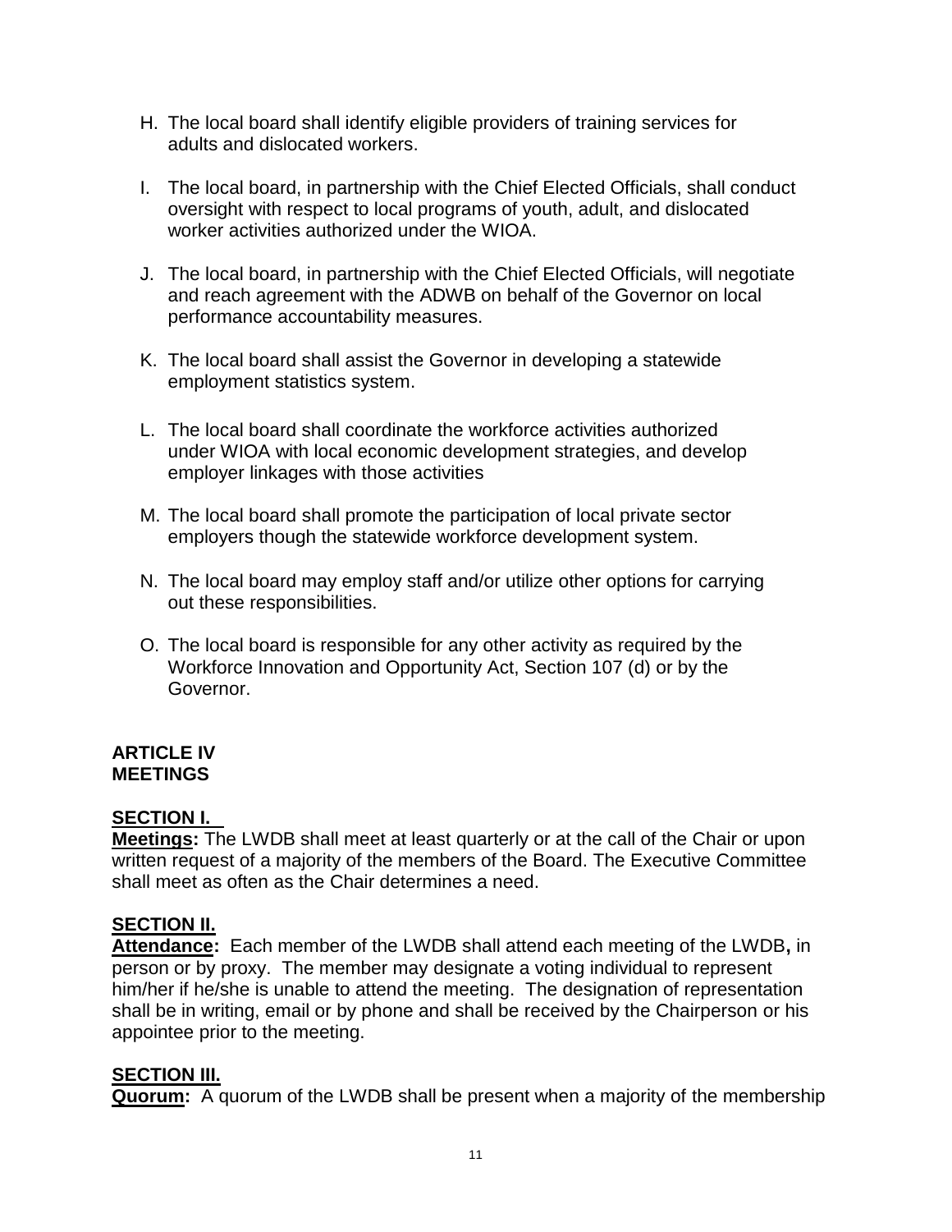H. The local board shall identify eligible providers of training services for adults and dislocated workers.

I. The local board, in partnership with the Chief Elected Officials, shall conduct oversight with respect to local programs of youth, adult, and dislocated worker activities authorized under the WIOA.

J. The local board, in partnership with the Chief Elected Officials, will negotiate and reach agreement with the ADWB on behalf of the Governor on local performance accountability measures.

K. The local board shall assist the Governor in developing a statewide employment statistics system.

L. The local board shall coordinate the workforce activities authorized under WIOA with local economic development strategies, and develop employer linkages with those activities

M. The local board shall promote the participation of local private sector employers though the statewide workforce development system.

N. The local board may employ staff and/or utilize other options for carrying out these responsibilities.

O. The local board is responsible for any other activity as required by the Workforce Innovation and Opportunity Act, Section 107 (d) or by the Governor.

**ARTICLE IV**
**MEETINGS**

**SECTION I.**
**Meetings:** The LWDB shall meet at least quarterly or at the call of the Chair or upon written request of a majority of the members of the Board. The Executive Committee shall meet as often as the Chair determines a need.

**SECTION II.**
**Attendance:** Each member of the LWDB shall attend each meeting of the LWDB**,** in person or by proxy. The member may designate a voting individual to represent him/her if he/she is unable to attend the meeting. The designation of representation shall be in writing, email or by phone and shall be received by the Chairperson or his appointee prior to the meeting.

**SECTION III.**
**Quorum:** A quorum of the LWDB shall be present when a majority of the membership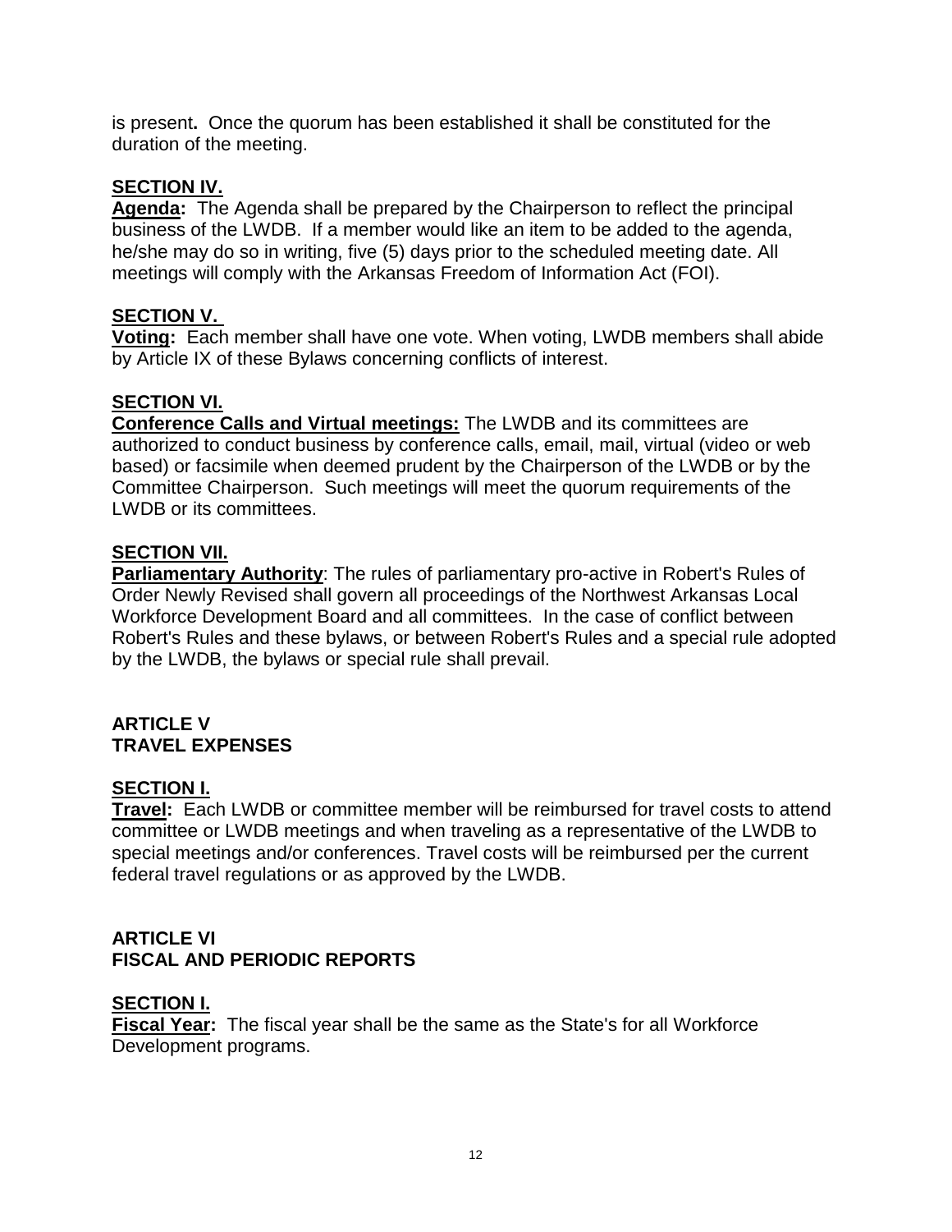is present**.** Once the quorum has been established it shall be constituted for the duration of the meeting.

**SECTION IV.**

**Agenda:** The Agenda shall be prepared by the Chairperson to reflect the principal business of the LWDB. If a member would like an item to be added to the agenda, he/she may do so in writing, five (5) days prior to the scheduled meeting date. All meetings will comply with the Arkansas Freedom of Information Act (FOI).

**SECTION V.**

**Voting:** Each member shall have one vote. When voting, LWDB members shall abide by Article IX of these Bylaws concerning conflicts of interest.

**SECTION VI.**

**Conference Calls and Virtual meetings:** The LWDB and its committees are authorized to conduct business by conference calls, email, mail, virtual (video or web based) or facsimile when deemed prudent by the Chairperson of the LWDB or by the Committee Chairperson. Such meetings will meet the quorum requirements of the LWDB or its committees.

**SECTION VII.**

**Parliamentary Authority**: The rules of parliamentary pro-active in Robert's Rules of Order Newly Revised shall govern all proceedings of the Northwest Arkansas Local Workforce Development Board and all committees. In the case of conflict between Robert's Rules and these bylaws, or between Robert's Rules and a special rule adopted by the LWDB, the bylaws or special rule shall prevail.

## ARTICLE V
## TRAVEL EXPENSES

**SECTION I.**

**Travel:** Each LWDB or committee member will be reimbursed for travel costs to attend committee or LWDB meetings and when traveling as a representative of the LWDB to special meetings and/or conferences. Travel costs will be reimbursed per the current federal travel regulations or as approved by the LWDB.

## ARTICLE VI
## FISCAL AND PERIODIC REPORTS

**SECTION I.**

**Fiscal Year:** The fiscal year shall be the same as the State's for all Workforce Development programs.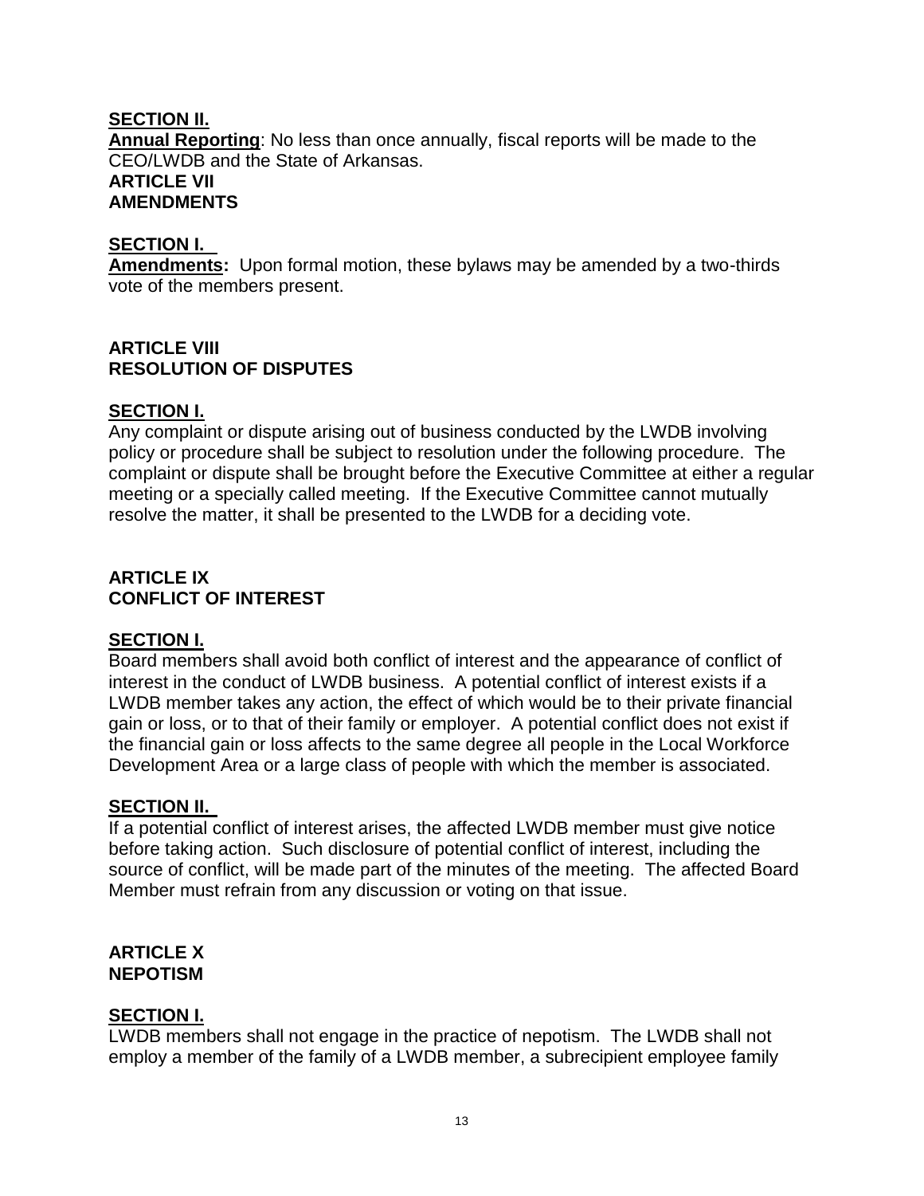**SECTION II.**

**Annual Reporting**: No less than once annually, fiscal reports will be made to the CEO/LWDB and the State of Arkansas.

## ARTICLE VII
## AMENDMENTS

**SECTION I.**

**Amendments:** Upon formal motion, these bylaws may be amended by a two-thirds vote of the members present.

## ARTICLE VIII
## RESOLUTION OF DISPUTES

**SECTION I.**

Any complaint or dispute arising out of business conducted by the LWDB involving policy or procedure shall be subject to resolution under the following procedure. The complaint or dispute shall be brought before the Executive Committee at either a regular meeting or a specially called meeting. If the Executive Committee cannot mutually resolve the matter, it shall be presented to the LWDB for a deciding vote.

## ARTICLE IX
## CONFLICT OF INTEREST

**SECTION I.**

Board members shall avoid both conflict of interest and the appearance of conflict of interest in the conduct of LWDB business. A potential conflict of interest exists if a LWDB member takes any action, the effect of which would be to their private financial gain or loss, or to that of their family or employer. A potential conflict does not exist if the financial gain or loss affects to the same degree all people in the Local Workforce Development Area or a large class of people with which the member is associated.

**SECTION II.**

If a potential conflict of interest arises, the affected LWDB member must give notice before taking action. Such disclosure of potential conflict of interest, including the source of conflict, will be made part of the minutes of the meeting. The affected Board Member must refrain from any discussion or voting on that issue.

## ARTICLE X
## NEPOTISM

**SECTION I.**

LWDB members shall not engage in the practice of nepotism. The LWDB shall not employ a member of the family of a LWDB member, a subrecipient employee family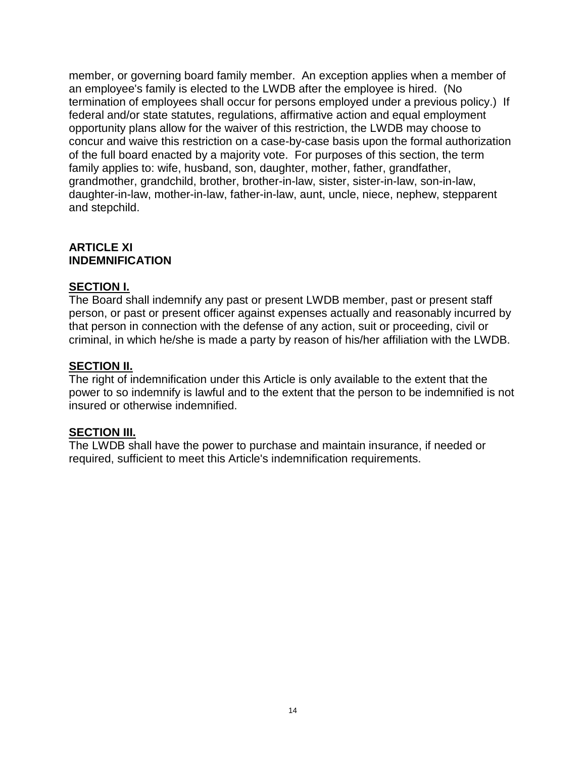member, or governing board family member. An exception applies when a member of an employee's family is elected to the LWDB after the employee is hired. (No termination of employees shall occur for persons employed under a previous policy.) If federal and/or state statutes, regulations, affirmative action and equal employment opportunity plans allow for the waiver of this restriction, the LWDB may choose to concur and waive this restriction on a case-by-case basis upon the formal authorization of the full board enacted by a majority vote. For purposes of this section, the term family applies to: wife, husband, son, daughter, mother, father, grandfather, grandmother, grandchild, brother, brother-in-law, sister, sister-in-law, son-in-law, daughter-in-law, mother-in-law, father-in-law, aunt, uncle, niece, nephew, stepparent and stepchild.

## ARTICLE XI
## INDEMNIFICATION

### SECTION I.

The Board shall indemnify any past or present LWDB member, past or present staff person, or past or present officer against expenses actually and reasonably incurred by that person in connection with the defense of any action, suit or proceeding, civil or criminal, in which he/she is made a party by reason of his/her affiliation with the LWDB.

### SECTION II.

The right of indemnification under this Article is only available to the extent that the power to so indemnify is lawful and to the extent that the person to be indemnified is not insured or otherwise indemnified.

### SECTION III.

The LWDB shall have the power to purchase and maintain insurance, if needed or required, sufficient to meet this Article's indemnification requirements.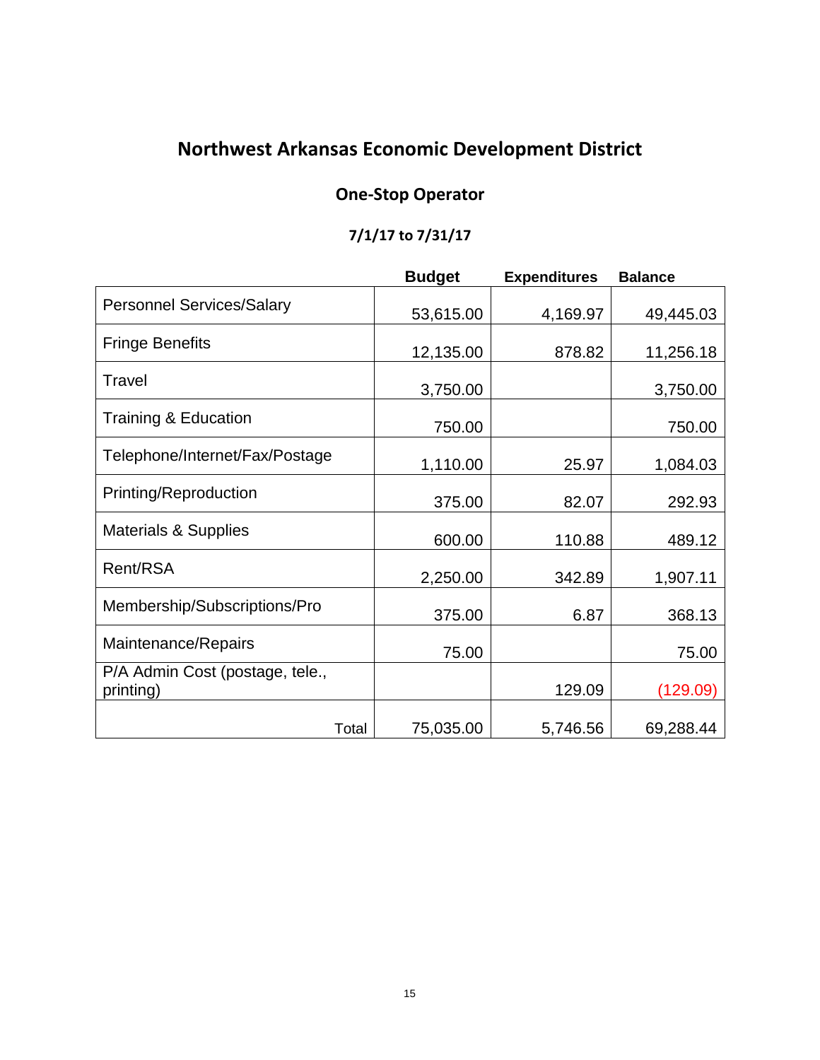# Northwest Arkansas Economic Development District

## One-Stop Operator

### 7/1/17 to 7/31/17

| | Budget | Expenditures | Balance |
|---|---|---|---|
| Personnel Services/Salary | 53,615.00 | 4,169.97 | 49,445.03 |
| Fringe Benefits | 12,135.00 | 878.82 | 11,256.18 |
| Travel | 3,750.00 | | 3,750.00 |
| Training & Education | 750.00 | | 750.00 |
| Telephone/Internet/Fax/Postage | 1,110.00 | 25.97 | 1,084.03 |
| Printing/Reproduction | 375.00 | 82.07 | 292.93 |
| Materials & Supplies | 600.00 | 110.88 | 489.12 |
| Rent/RSA | 2,250.00 | 342.89 | 1,907.11 |
| Membership/Subscriptions/Pro | 375.00 | 6.87 | 368.13 |
| Maintenance/Repairs | 75.00 | | 75.00 |
| P/A Admin Cost (postage, tele., printing) | | 129.09 | (129.09) |
| Total | 75,035.00 | 5,746.56 | 69,288.44 |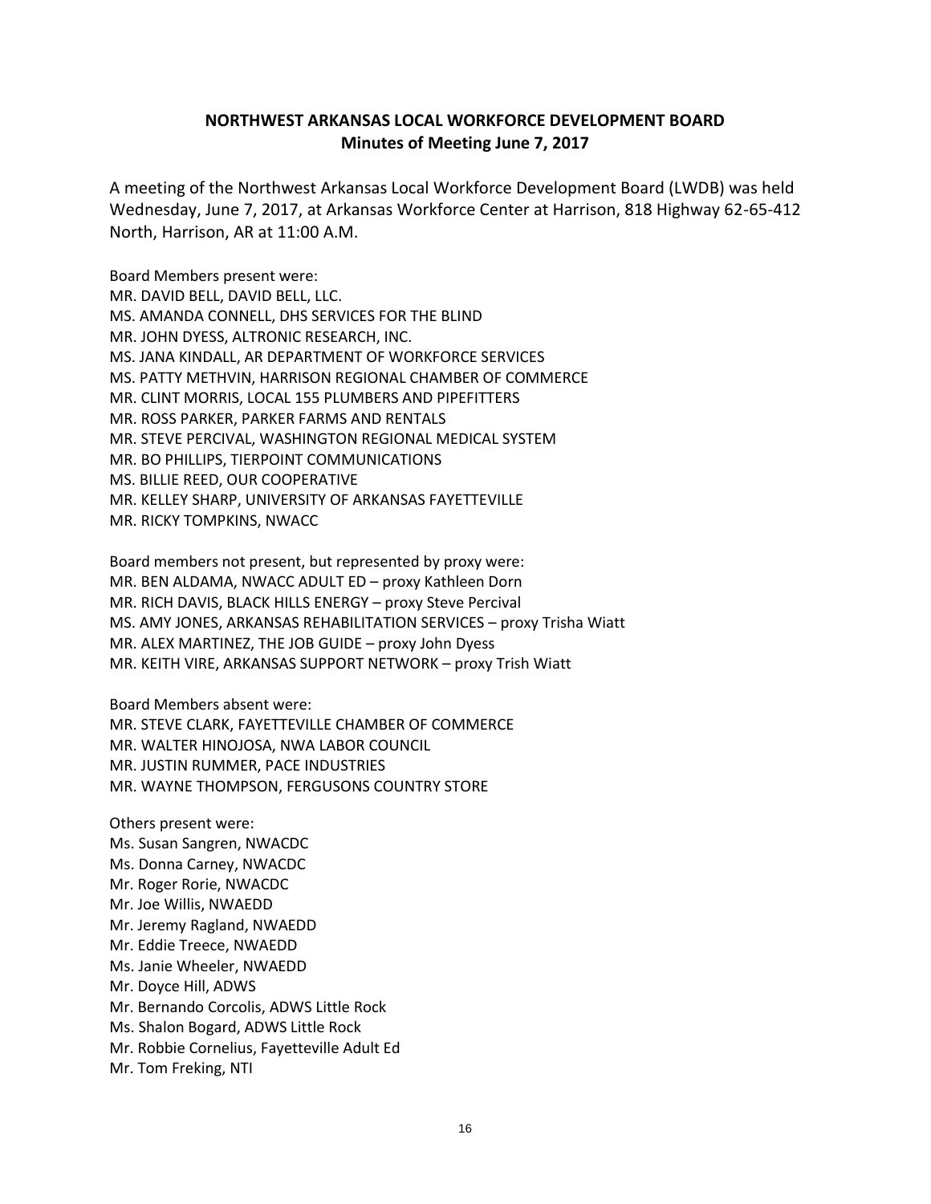**NORTHWEST ARKANSAS LOCAL WORKFORCE DEVELOPMENT BOARD**
**Minutes of Meeting June 7, 2017**

A meeting of the Northwest Arkansas Local Workforce Development Board (LWDB) was held Wednesday, June 7, 2017, at Arkansas Workforce Center at Harrison, 818 Highway 62-65-412 North, Harrison, AR at 11:00 A.M.

Board Members present were:
MR. DAVID BELL, DAVID BELL, LLC.
MS. AMANDA CONNELL, DHS SERVICES FOR THE BLIND
MR. JOHN DYESS, ALTRONIC RESEARCH, INC.
MS. JANA KINDALL, AR DEPARTMENT OF WORKFORCE SERVICES
MS. PATTY METHVIN, HARRISON REGIONAL CHAMBER OF COMMERCE
MR. CLINT MORRIS, LOCAL 155 PLUMBERS AND PIPEFITTERS
MR. ROSS PARKER, PARKER FARMS AND RENTALS
MR. STEVE PERCIVAL, WASHINGTON REGIONAL MEDICAL SYSTEM
MR. BO PHILLIPS, TIERPOINT COMMUNICATIONS
MS. BILLIE REED, OUR COOPERATIVE
MR. KELLEY SHARP, UNIVERSITY OF ARKANSAS FAYETTEVILLE
MR. RICKY TOMPKINS, NWACC

Board members not present, but represented by proxy were:
MR. BEN ALDAMA, NWACC ADULT ED – proxy Kathleen Dorn
MR. RICH DAVIS, BLACK HILLS ENERGY – proxy Steve Percival
MS. AMY JONES, ARKANSAS REHABILITATION SERVICES – proxy Trisha Wiatt
MR. ALEX MARTINEZ, THE JOB GUIDE – proxy John Dyess
MR. KEITH VIRE, ARKANSAS SUPPORT NETWORK – proxy Trish Wiatt

Board Members absent were:
MR. STEVE CLARK, FAYETTEVILLE CHAMBER OF COMMERCE
MR. WALTER HINOJOSA, NWA LABOR COUNCIL
MR. JUSTIN RUMMER, PACE INDUSTRIES
MR. WAYNE THOMPSON, FERGUSONS COUNTRY STORE

Others present were:
Ms. Susan Sangren, NWACDC
Ms. Donna Carney, NWACDC
Mr. Roger Rorie, NWACDC
Mr. Joe Willis, NWAEDD
Mr. Jeremy Ragland, NWAEDD
Mr. Eddie Treece, NWAEDD
Ms. Janie Wheeler, NWAEDD
Mr. Doyce Hill, ADWS
Mr. Bernando Corcolis, ADWS Little Rock
Ms. Shalon Bogard, ADWS Little Rock
Mr. Robbie Cornelius, Fayetteville Adult Ed
Mr. Tom Freking, NTI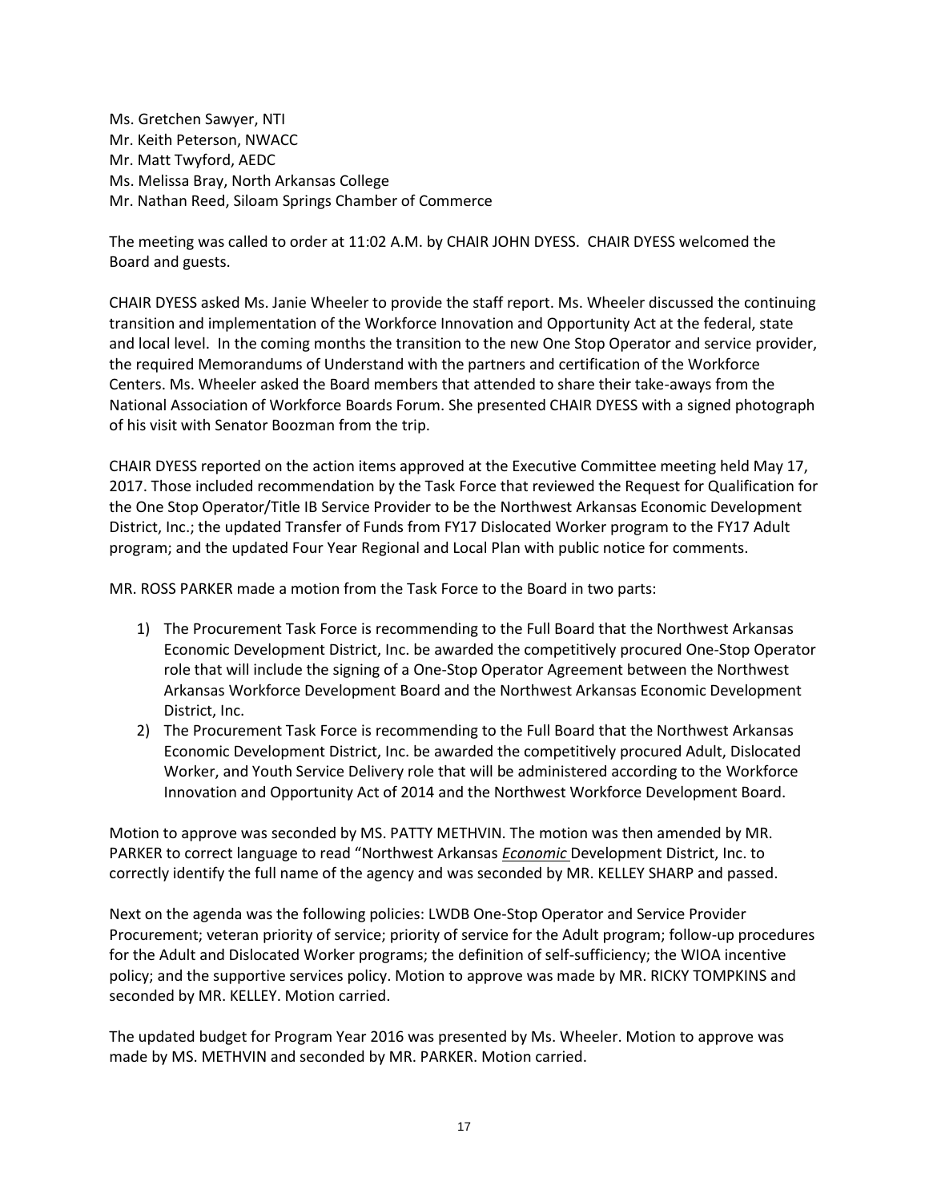Ms. Gretchen Sawyer, NTI
Mr. Keith Peterson, NWACC
Mr. Matt Twyford, AEDC
Ms. Melissa Bray, North Arkansas College
Mr. Nathan Reed, Siloam Springs Chamber of Commerce

The meeting was called to order at 11:02 A.M. by CHAIR JOHN DYESS. CHAIR DYESS welcomed the Board and guests.

CHAIR DYESS asked Ms. Janie Wheeler to provide the staff report. Ms. Wheeler discussed the continuing transition and implementation of the Workforce Innovation and Opportunity Act at the federal, state and local level. In the coming months the transition to the new One Stop Operator and service provider, the required Memorandums of Understand with the partners and certification of the Workforce Centers. Ms. Wheeler asked the Board members that attended to share their take-aways from the National Association of Workforce Boards Forum. She presented CHAIR DYESS with a signed photograph of his visit with Senator Boozman from the trip.

CHAIR DYESS reported on the action items approved at the Executive Committee meeting held May 17, 2017. Those included recommendation by the Task Force that reviewed the Request for Qualification for the One Stop Operator/Title IB Service Provider to be the Northwest Arkansas Economic Development District, Inc.; the updated Transfer of Funds from FY17 Dislocated Worker program to the FY17 Adult program; and the updated Four Year Regional and Local Plan with public notice for comments.

MR. ROSS PARKER made a motion from the Task Force to the Board in two parts:

1) The Procurement Task Force is recommending to the Full Board that the Northwest Arkansas Economic Development District, Inc. be awarded the competitively procured One-Stop Operator role that will include the signing of a One-Stop Operator Agreement between the Northwest Arkansas Workforce Development Board and the Northwest Arkansas Economic Development District, Inc.
2) The Procurement Task Force is recommending to the Full Board that the Northwest Arkansas Economic Development District, Inc. be awarded the competitively procured Adult, Dislocated Worker, and Youth Service Delivery role that will be administered according to the Workforce Innovation and Opportunity Act of 2014 and the Northwest Workforce Development Board.

Motion to approve was seconded by MS. PATTY METHVIN. The motion was then amended by MR. PARKER to correct language to read "Northwest Arkansas ***Economic*** Development District, Inc. to correctly identify the full name of the agency and was seconded by MR. KELLEY SHARP and passed.

Next on the agenda was the following policies: LWDB One-Stop Operator and Service Provider Procurement; veteran priority of service; priority of service for the Adult program; follow-up procedures for the Adult and Dislocated Worker programs; the definition of self-sufficiency; the WIOA incentive policy; and the supportive services policy. Motion to approve was made by MR. RICKY TOMPKINS and seconded by MR. KELLEY. Motion carried.

The updated budget for Program Year 2016 was presented by Ms. Wheeler. Motion to approve was made by MS. METHVIN and seconded by MR. PARKER. Motion carried.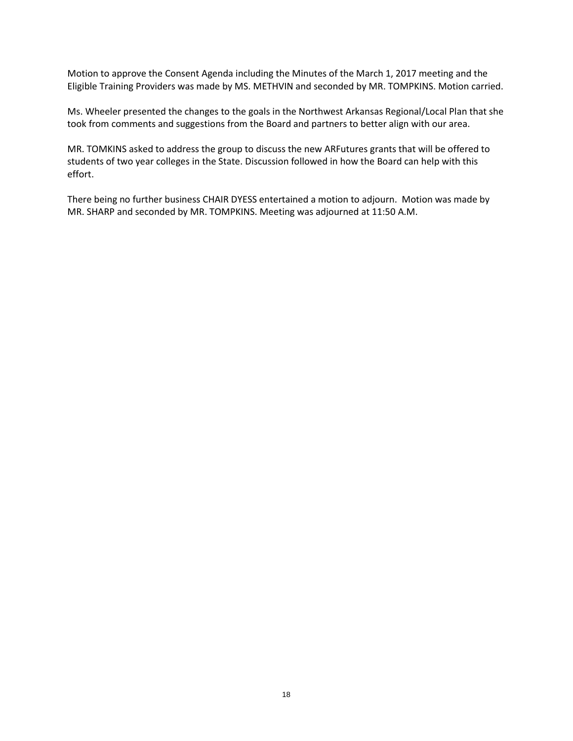Motion to approve the Consent Agenda including the Minutes of the March 1, 2017 meeting and the Eligible Training Providers was made by MS. METHVIN and seconded by MR. TOMPKINS. Motion carried.

Ms. Wheeler presented the changes to the goals in the Northwest Arkansas Regional/Local Plan that she took from comments and suggestions from the Board and partners to better align with our area.

MR. TOMKINS asked to address the group to discuss the new ARFutures grants that will be offered to students of two year colleges in the State. Discussion followed in how the Board can help with this effort.

There being no further business CHAIR DYESS entertained a motion to adjourn. Motion was made by MR. SHARP and seconded by MR. TOMPKINS. Meeting was adjourned at 11:50 A.M.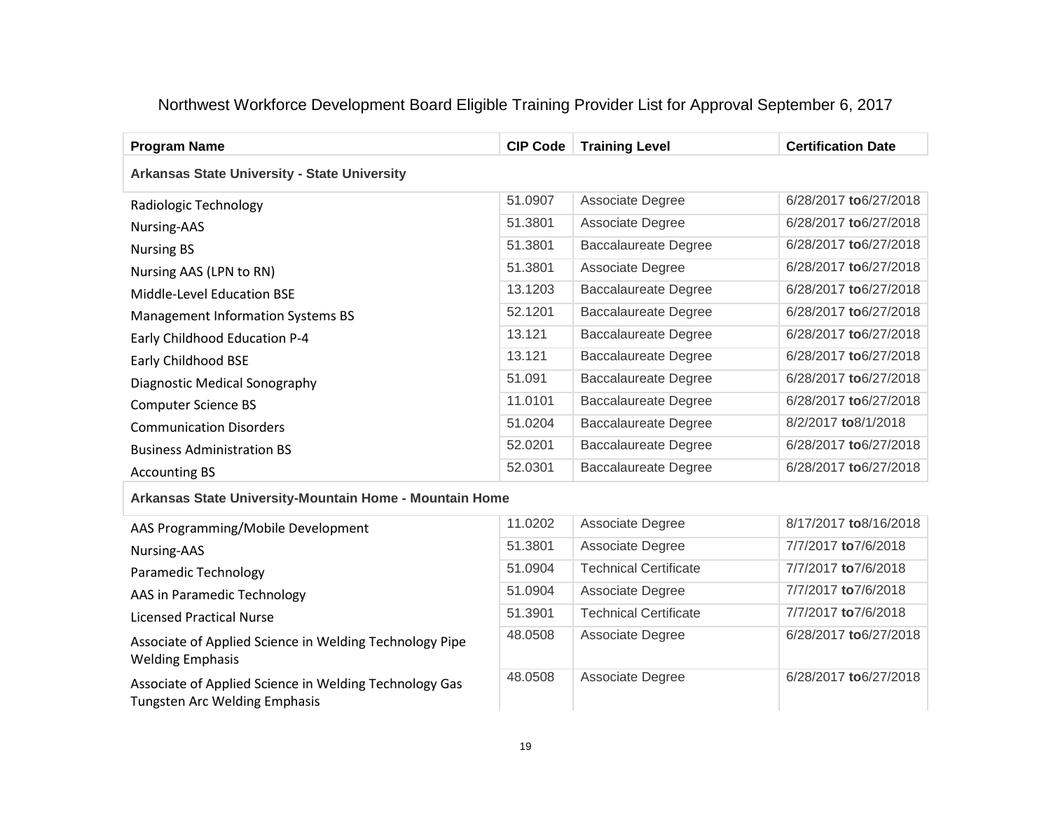# Northwest Workforce Development Board Eligible Training Provider List for Approval September 6, 2017

| Program Name | CIP Code | Training Level | Certification Date |
|---|---|---|---|
| **Arkansas State University - State University** | | | |
| Radiologic Technology | 51.0907 | Associate Degree | 6/28/2017 **to**6/27/2018 |
| Nursing-AAS | 51.3801 | Associate Degree | 6/28/2017 **to**6/27/2018 |
| Nursing BS | 51.3801 | Baccalaureate Degree | 6/28/2017 **to**6/27/2018 |
| Nursing AAS (LPN to RN) | 51.3801 | Associate Degree | 6/28/2017 **to**6/27/2018 |
| Middle-Level Education BSE | 13.1203 | Baccalaureate Degree | 6/28/2017 **to**6/27/2018 |
| Management Information Systems BS | 52.1201 | Baccalaureate Degree | 6/28/2017 **to**6/27/2018 |
| Early Childhood Education P-4 | 13.121 | Baccalaureate Degree | 6/28/2017 **to**6/27/2018 |
| Early Childhood BSE | 13.121 | Baccalaureate Degree | 6/28/2017 **to**6/27/2018 |
| Diagnostic Medical Sonography | 51.091 | Baccalaureate Degree | 6/28/2017 **to**6/27/2018 |
| Computer Science BS | 11.0101 | Baccalaureate Degree | 6/28/2017 **to**6/27/2018 |
| Communication Disorders | 51.0204 | Baccalaureate Degree | 8/2/2017 **to**8/1/2018 |
| Business Administration BS | 52.0201 | Baccalaureate Degree | 6/28/2017 **to**6/27/2018 |
| Accounting BS | 52.0301 | Baccalaureate Degree | 6/28/2017 **to**6/27/2018 |
| **Arkansas State University-Mountain Home - Mountain Home** | | | |
| AAS Programming/Mobile Development | 11.0202 | Associate Degree | 8/17/2017 **to**8/16/2018 |
| Nursing-AAS | 51.3801 | Associate Degree | 7/7/2017 **to**7/6/2018 |
| Paramedic Technology | 51.0904 | Technical Certificate | 7/7/2017 **to**7/6/2018 |
| AAS in Paramedic Technology | 51.0904 | Associate Degree | 7/7/2017 **to**7/6/2018 |
| Licensed Practical Nurse | 51.3901 | Technical Certificate | 7/7/2017 **to**7/6/2018 |
| Associate of Applied Science in Welding Technology Pipe Welding Emphasis | 48.0508 | Associate Degree | 6/28/2017 **to**6/27/2018 |
| Associate of Applied Science in Welding Technology Gas Tungsten Arc Welding Emphasis | 48.0508 | Associate Degree | 6/28/2017 **to**6/27/2018 |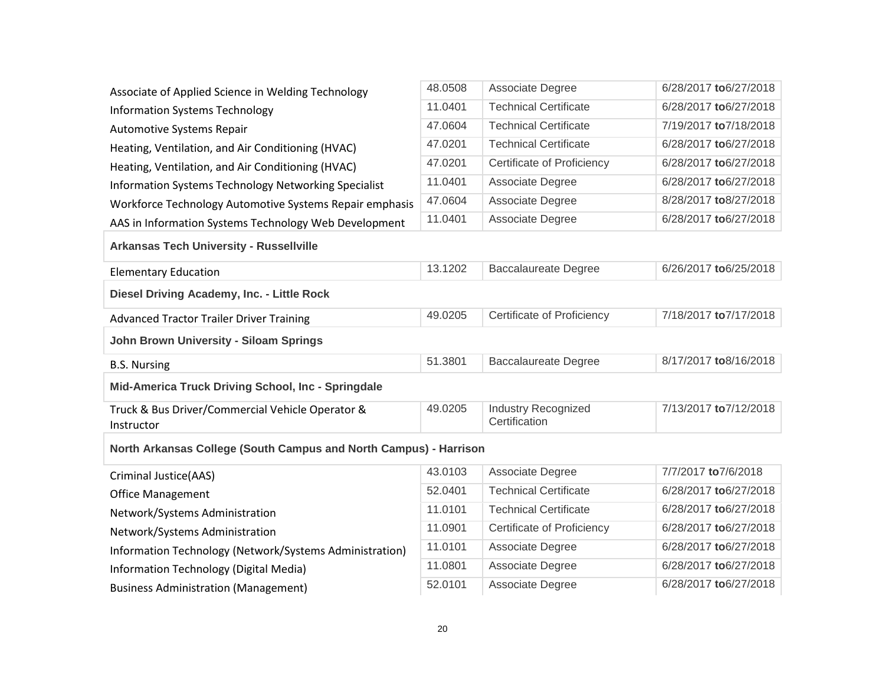| | | | |
|---|---|---|---|
| Associate of Applied Science in Welding Technology | 48.0508 | Associate Degree | 6/28/2017 **to**6/27/2018 |
| Information Systems Technology | 11.0401 | Technical Certificate | 6/28/2017 **to**6/27/2018 |
| Automotive Systems Repair | 47.0604 | Technical Certificate | 7/19/2017 **to**7/18/2018 |
| Heating, Ventilation, and Air Conditioning (HVAC) | 47.0201 | Technical Certificate | 6/28/2017 **to**6/27/2018 |
| Heating, Ventilation, and Air Conditioning (HVAC) | 47.0201 | Certificate of Proficiency | 6/28/2017 **to**6/27/2018 |
| Information Systems Technology Networking Specialist | 11.0401 | Associate Degree | 6/28/2017 **to**6/27/2018 |
| Workforce Technology Automotive Systems Repair emphasis | 47.0604 | Associate Degree | 8/28/2017 **to**8/27/2018 |
| AAS in Information Systems Technology Web Development | 11.0401 | Associate Degree | 6/28/2017 **to**6/27/2018 |
| **Arkansas Tech University - Russellville** | | | |
| Elementary Education | 13.1202 | Baccalaureate Degree | 6/26/2017 **to**6/25/2018 |
| **Diesel Driving Academy, Inc. - Little Rock** | | | |
| Advanced Tractor Trailer Driver Training | 49.0205 | Certificate of Proficiency | 7/18/2017 **to**7/17/2018 |
| **John Brown University - Siloam Springs** | | | |
| B.S. Nursing | 51.3801 | Baccalaureate Degree | 8/17/2017 **to**8/16/2018 |
| **Mid-America Truck Driving School, Inc - Springdale** | | | |
| Truck & Bus Driver/Commercial Vehicle Operator & Instructor | 49.0205 | Industry Recognized Certification | 7/13/2017 **to**7/12/2018 |
| **North Arkansas College (South Campus and North Campus) - Harrison** | | | |
| Criminal Justice(AAS) | 43.0103 | Associate Degree | 7/7/2017 **to**7/6/2018 |
| Office Management | 52.0401 | Technical Certificate | 6/28/2017 **to**6/27/2018 |
| Network/Systems Administration | 11.0101 | Technical Certificate | 6/28/2017 **to**6/27/2018 |
| Network/Systems Administration | 11.0901 | Certificate of Proficiency | 6/28/2017 **to**6/27/2018 |
| Information Technology (Network/Systems Administration) | 11.0101 | Associate Degree | 6/28/2017 **to**6/27/2018 |
| Information Technology (Digital Media) | 11.0801 | Associate Degree | 6/28/2017 **to**6/27/2018 |
| Business Administration (Management) | 52.0101 | Associate Degree | 6/28/2017 **to**6/27/2018 |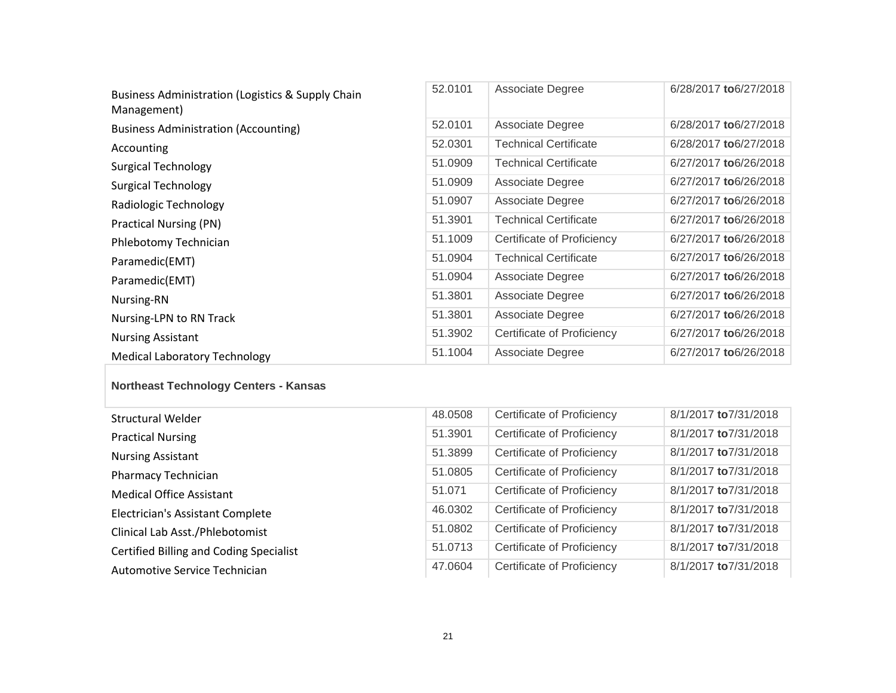| | | | |
|---|---|---|---|
| Business Administration (Logistics & Supply Chain Management) | 52.0101 | Associate Degree | 6/28/2017 **to**6/27/2018 |
| Business Administration (Accounting) | 52.0101 | Associate Degree | 6/28/2017 **to**6/27/2018 |
| Accounting | 52.0301 | Technical Certificate | 6/28/2017 **to**6/27/2018 |
| Surgical Technology | 51.0909 | Technical Certificate | 6/27/2017 **to**6/26/2018 |
| Surgical Technology | 51.0909 | Associate Degree | 6/27/2017 **to**6/26/2018 |
| Radiologic Technology | 51.0907 | Associate Degree | 6/27/2017 **to**6/26/2018 |
| Practical Nursing (PN) | 51.3901 | Technical Certificate | 6/27/2017 **to**6/26/2018 |
| Phlebotomy Technician | 51.1009 | Certificate of Proficiency | 6/27/2017 **to**6/26/2018 |
| Paramedic(EMT) | 51.0904 | Technical Certificate | 6/27/2017 **to**6/26/2018 |
| Paramedic(EMT) | 51.0904 | Associate Degree | 6/27/2017 **to**6/26/2018 |
| Nursing-RN | 51.3801 | Associate Degree | 6/27/2017 **to**6/26/2018 |
| Nursing-LPN to RN Track | 51.3801 | Associate Degree | 6/27/2017 **to**6/26/2018 |
| Nursing Assistant | 51.3902 | Certificate of Proficiency | 6/27/2017 **to**6/26/2018 |
| Medical Laboratory Technology | 51.1004 | Associate Degree | 6/27/2017 **to**6/26/2018 |

**Northeast Technology Centers - Kansas**

| | | | |
|---|---|---|---|
| Structural Welder | 48.0508 | Certificate of Proficiency | 8/1/2017 **to**7/31/2018 |
| Practical Nursing | 51.3901 | Certificate of Proficiency | 8/1/2017 **to**7/31/2018 |
| Nursing Assistant | 51.3899 | Certificate of Proficiency | 8/1/2017 **to**7/31/2018 |
| Pharmacy Technician | 51.0805 | Certificate of Proficiency | 8/1/2017 **to**7/31/2018 |
| Medical Office Assistant | 51.071 | Certificate of Proficiency | 8/1/2017 **to**7/31/2018 |
| Electrician's Assistant Complete | 46.0302 | Certificate of Proficiency | 8/1/2017 **to**7/31/2018 |
| Clinical Lab Asst./Phlebotomist | 51.0802 | Certificate of Proficiency | 8/1/2017 **to**7/31/2018 |
| Certified Billing and Coding Specialist | 51.0713 | Certificate of Proficiency | 8/1/2017 **to**7/31/2018 |
| Automotive Service Technician | 47.0604 | Certificate of Proficiency | 8/1/2017 **to**7/31/2018 |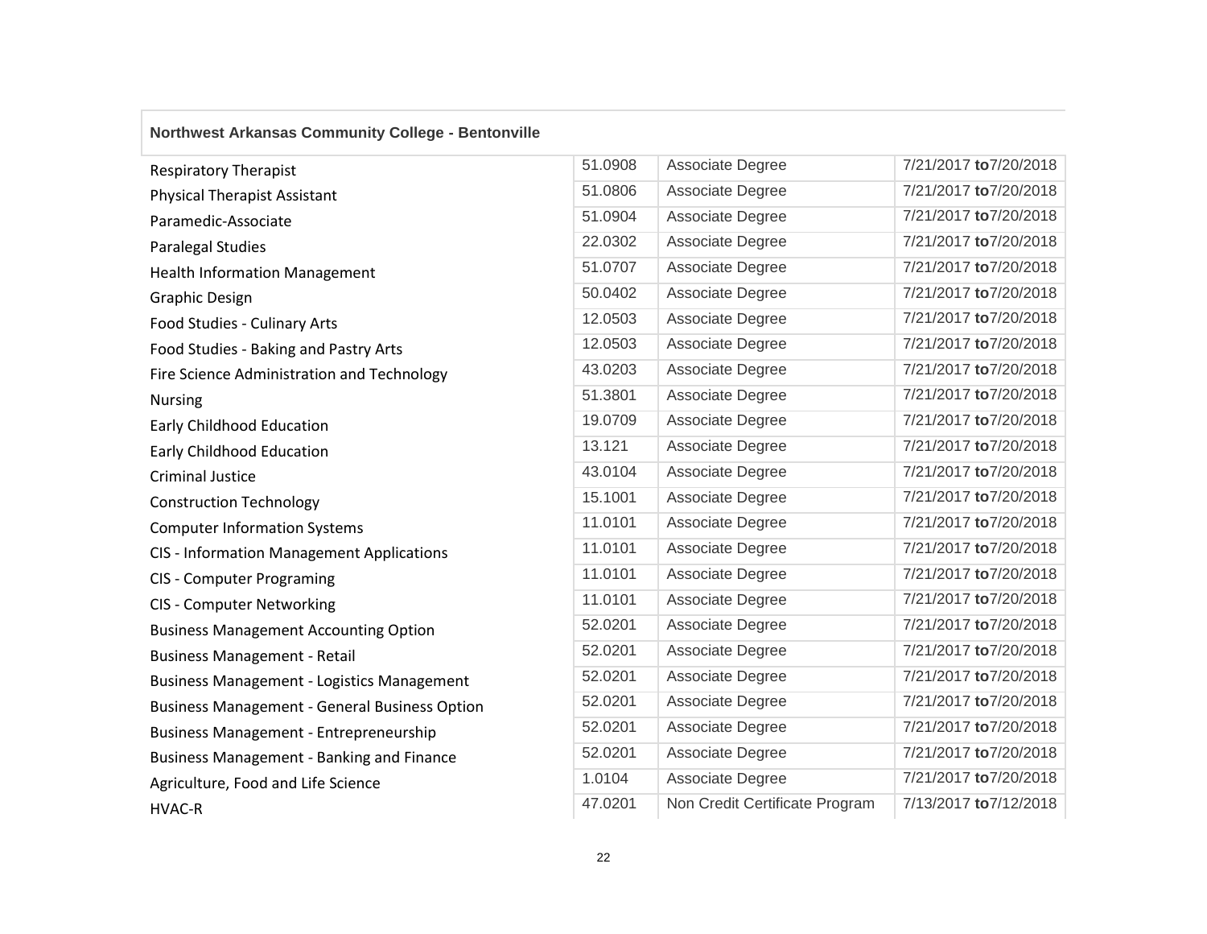**Northwest Arkansas Community College - Bentonville**

| | | | |
|---|---|---|---|
| Respiratory Therapist | 51.0908 | Associate Degree | 7/21/2017 **to**7/20/2018 |
| Physical Therapist Assistant | 51.0806 | Associate Degree | 7/21/2017 **to**7/20/2018 |
| Paramedic-Associate | 51.0904 | Associate Degree | 7/21/2017 **to**7/20/2018 |
| Paralegal Studies | 22.0302 | Associate Degree | 7/21/2017 **to**7/20/2018 |
| Health Information Management | 51.0707 | Associate Degree | 7/21/2017 **to**7/20/2018 |
| Graphic Design | 50.0402 | Associate Degree | 7/21/2017 **to**7/20/2018 |
| Food Studies - Culinary Arts | 12.0503 | Associate Degree | 7/21/2017 **to**7/20/2018 |
| Food Studies - Baking and Pastry Arts | 12.0503 | Associate Degree | 7/21/2017 **to**7/20/2018 |
| Fire Science Administration and Technology | 43.0203 | Associate Degree | 7/21/2017 **to**7/20/2018 |
| Nursing | 51.3801 | Associate Degree | 7/21/2017 **to**7/20/2018 |
| Early Childhood Education | 19.0709 | Associate Degree | 7/21/2017 **to**7/20/2018 |
| Early Childhood Education | 13.121 | Associate Degree | 7/21/2017 **to**7/20/2018 |
| Criminal Justice | 43.0104 | Associate Degree | 7/21/2017 **to**7/20/2018 |
| Construction Technology | 15.1001 | Associate Degree | 7/21/2017 **to**7/20/2018 |
| Computer Information Systems | 11.0101 | Associate Degree | 7/21/2017 **to**7/20/2018 |
| CIS - Information Management Applications | 11.0101 | Associate Degree | 7/21/2017 **to**7/20/2018 |
| CIS - Computer Programing | 11.0101 | Associate Degree | 7/21/2017 **to**7/20/2018 |
| CIS - Computer Networking | 11.0101 | Associate Degree | 7/21/2017 **to**7/20/2018 |
| Business Management Accounting Option | 52.0201 | Associate Degree | 7/21/2017 **to**7/20/2018 |
| Business Management - Retail | 52.0201 | Associate Degree | 7/21/2017 **to**7/20/2018 |
| Business Management - Logistics Management | 52.0201 | Associate Degree | 7/21/2017 **to**7/20/2018 |
| Business Management - General Business Option | 52.0201 | Associate Degree | 7/21/2017 **to**7/20/2018 |
| Business Management - Entrepreneurship | 52.0201 | Associate Degree | 7/21/2017 **to**7/20/2018 |
| Business Management - Banking and Finance | 52.0201 | Associate Degree | 7/21/2017 **to**7/20/2018 |
| Agriculture, Food and Life Science | 1.0104 | Associate Degree | 7/21/2017 **to**7/20/2018 |
| HVAC-R | 47.0201 | Non Credit Certificate Program | 7/13/2017 **to**7/12/2018 |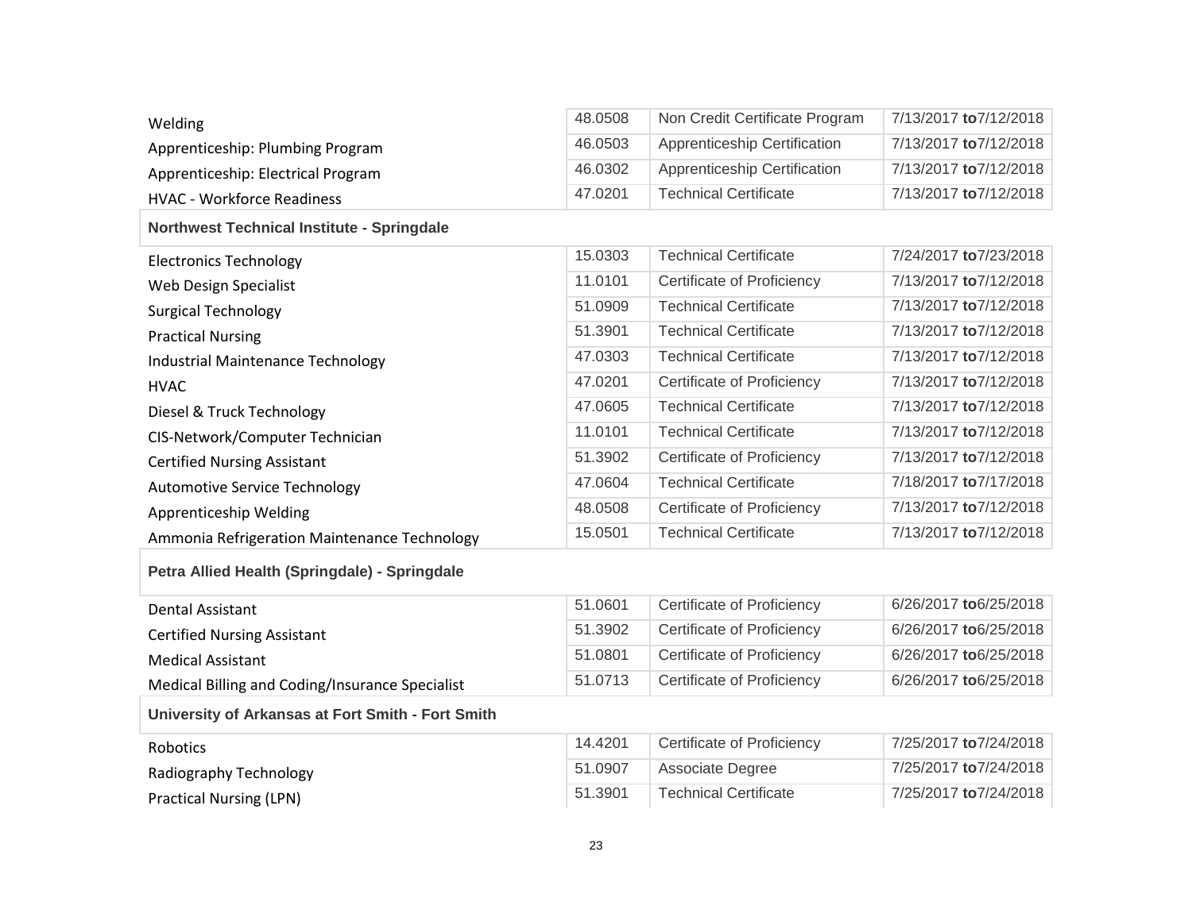| | | | |
|---|---|---|---|
| Welding | 48.0508 | Non Credit Certificate Program | 7/13/2017 **to**7/12/2018 |
| Apprenticeship: Plumbing Program | 46.0503 | Apprenticeship Certification | 7/13/2017 **to**7/12/2018 |
| Apprenticeship: Electrical Program | 46.0302 | Apprenticeship Certification | 7/13/2017 **to**7/12/2018 |
| HVAC - Workforce Readiness | 47.0201 | Technical Certificate | 7/13/2017 **to**7/12/2018 |
| **Northwest Technical Institute - Springdale** | | | |
| Electronics Technology | 15.0303 | Technical Certificate | 7/24/2017 **to**7/23/2018 |
| Web Design Specialist | 11.0101 | Certificate of Proficiency | 7/13/2017 **to**7/12/2018 |
| Surgical Technology | 51.0909 | Technical Certificate | 7/13/2017 **to**7/12/2018 |
| Practical Nursing | 51.3901 | Technical Certificate | 7/13/2017 **to**7/12/2018 |
| Industrial Maintenance Technology | 47.0303 | Technical Certificate | 7/13/2017 **to**7/12/2018 |
| HVAC | 47.0201 | Certificate of Proficiency | 7/13/2017 **to**7/12/2018 |
| Diesel & Truck Technology | 47.0605 | Technical Certificate | 7/13/2017 **to**7/12/2018 |
| CIS-Network/Computer Technician | 11.0101 | Technical Certificate | 7/13/2017 **to**7/12/2018 |
| Certified Nursing Assistant | 51.3902 | Certificate of Proficiency | 7/13/2017 **to**7/12/2018 |
| Automotive Service Technology | 47.0604 | Technical Certificate | 7/18/2017 **to**7/17/2018 |
| Apprenticeship Welding | 48.0508 | Certificate of Proficiency | 7/13/2017 **to**7/12/2018 |
| Ammonia Refrigeration Maintenance Technology | 15.0501 | Technical Certificate | 7/13/2017 **to**7/12/2018 |
| **Petra Allied Health (Springdale) - Springdale** | | | |
| Dental Assistant | 51.0601 | Certificate of Proficiency | 6/26/2017 **to**6/25/2018 |
| Certified Nursing Assistant | 51.3902 | Certificate of Proficiency | 6/26/2017 **to**6/25/2018 |
| Medical Assistant | 51.0801 | Certificate of Proficiency | 6/26/2017 **to**6/25/2018 |
| Medical Billing and Coding/Insurance Specialist | 51.0713 | Certificate of Proficiency | 6/26/2017 **to**6/25/2018 |
| **University of Arkansas at Fort Smith - Fort Smith** | | | |
| Robotics | 14.4201 | Certificate of Proficiency | 7/25/2017 **to**7/24/2018 |
| Radiography Technology | 51.0907 | Associate Degree | 7/25/2017 **to**7/24/2018 |
| Practical Nursing (LPN) | 51.3901 | Technical Certificate | 7/25/2017 **to**7/24/2018 |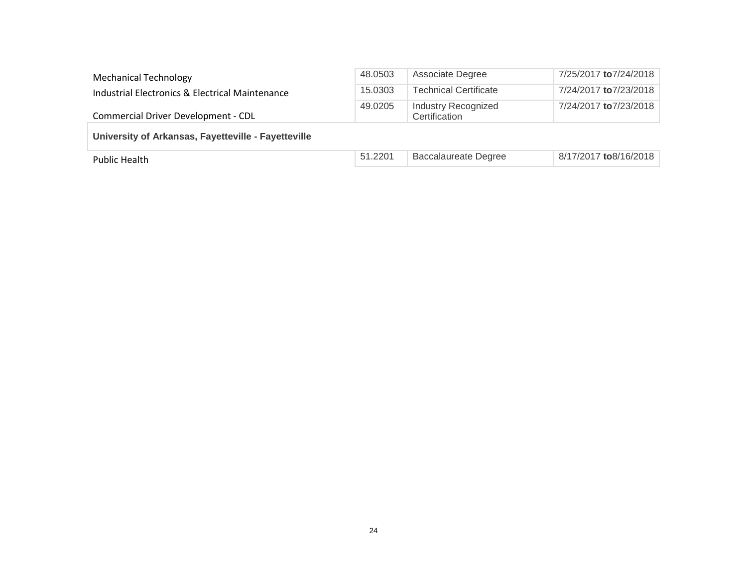| | | | |
|---|---|---|---|
| Mechanical Technology | 48.0503 | Associate Degree | 7/25/2017 **to**7/24/2018 |
| Industrial Electronics & Electrical Maintenance | 15.0303 | Technical Certificate | 7/24/2017 **to**7/23/2018 |
| Commercial Driver Development - CDL | 49.0205 | Industry Recognized Certification | 7/24/2017 **to**7/23/2018 |
| **University of Arkansas, Fayetteville - Fayetteville** | | | |
| Public Health | 51.2201 | Baccalaureate Degree | 8/17/2017 **to**8/16/2018 |